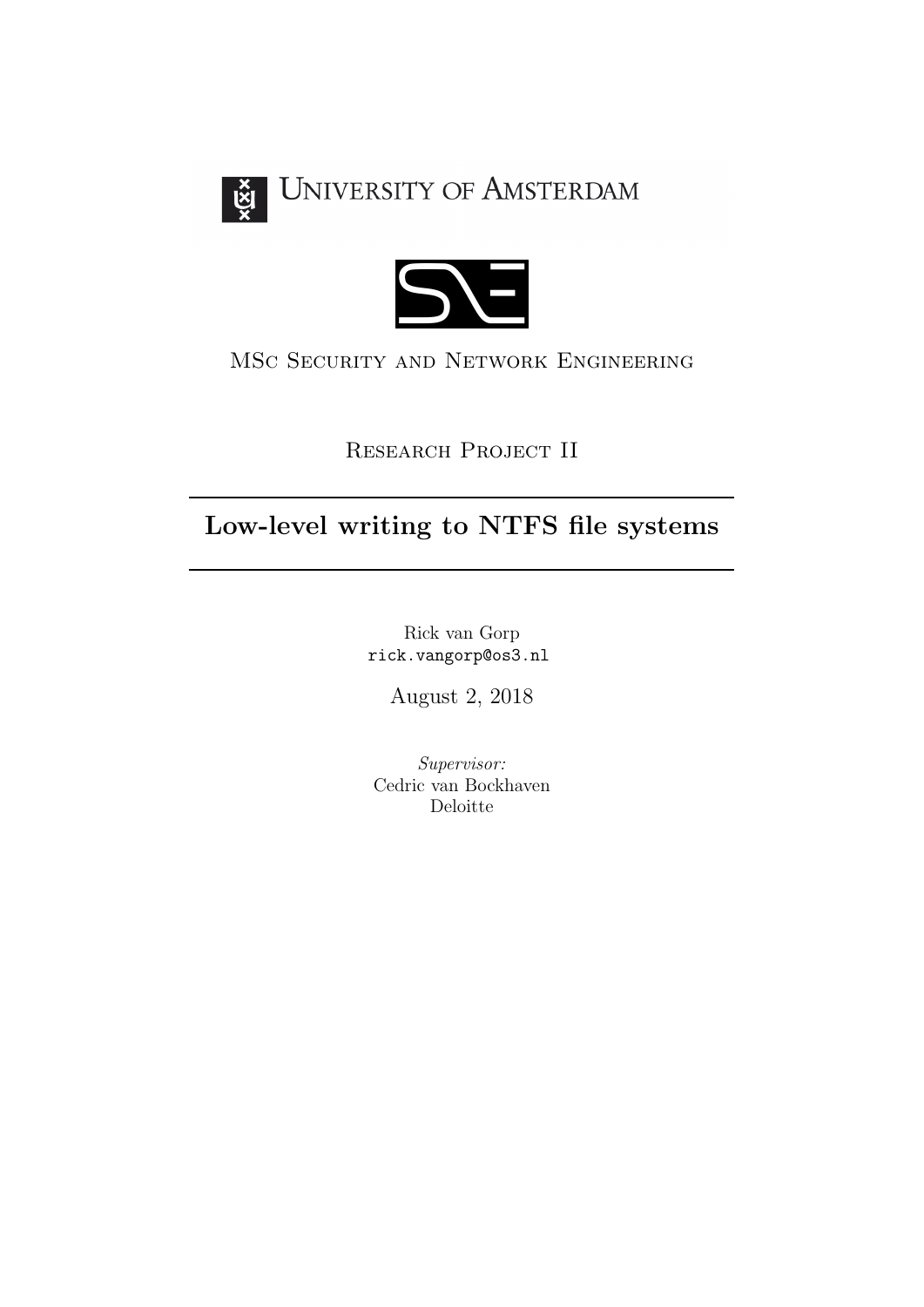University of Amsterdam

MSc Security and Network Engineering

Research Project II

# Low-level writing to NTFS file systems

Rick van Gorp
rick.vangorp@os3.nl

August 2, 2018

*Supervisor:*
Cedric van Bockhaven
Deloitte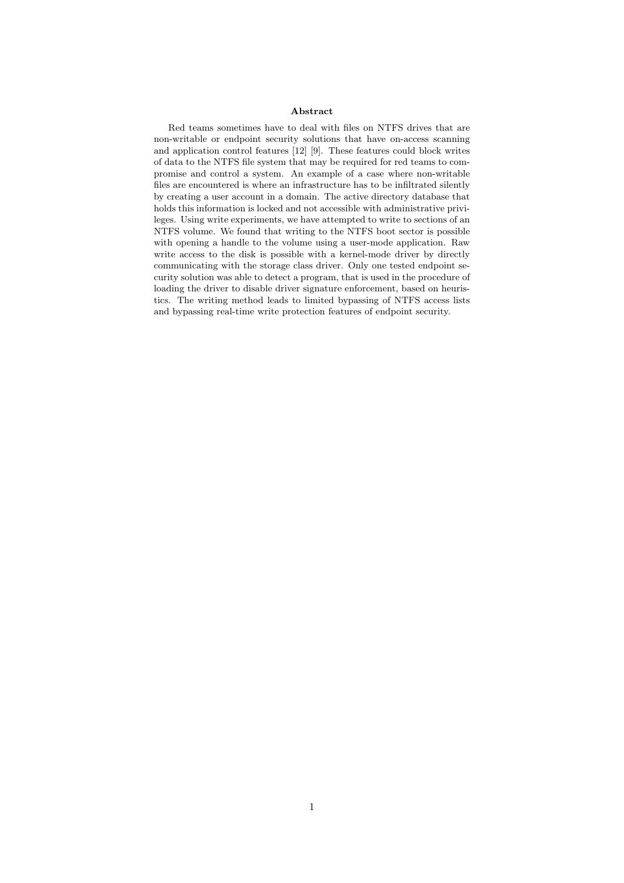## Abstract

Red teams sometimes have to deal with files on NTFS drives that are non-writable or endpoint security solutions that have on-access scanning and application control features [12] [9]. These features could block writes of data to the NTFS file system that may be required for red teams to compromise and control a system. An example of a case where non-writable files are encountered is where an infrastructure has to be infiltrated silently by creating a user account in a domain. The active directory database that holds this information is locked and not accessible with administrative privileges. Using write experiments, we have attempted to write to sections of an NTFS volume. We found that writing to the NTFS boot sector is possible with opening a handle to the volume using a user-mode application. Raw write access to the disk is possible with a kernel-mode driver by directly communicating with the storage class driver. Only one tested endpoint security solution was able to detect a program, that is used in the procedure of loading the driver to disable driver signature enforcement, based on heuristics. The writing method leads to limited bypassing of NTFS access lists and bypassing real-time write protection features of endpoint security.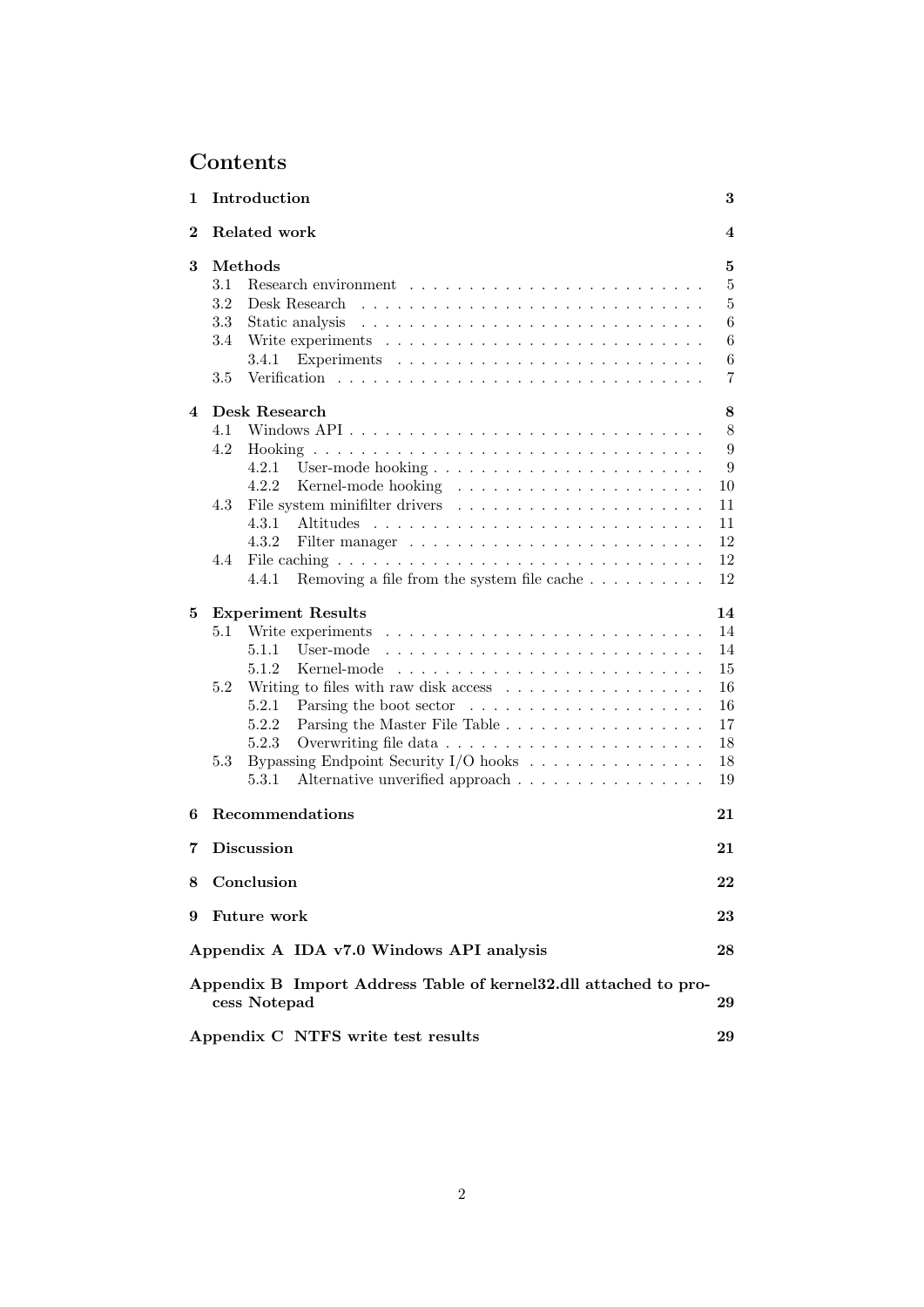# Contents

| | | |
|---|---|---|
| **1** | **Introduction** | **3** |
| **2** | **Related work** | **4** |
| **3** | **Methods** | **5** |
| 3.1 | Research environment | 5 |
| 3.2 | Desk Research | 5 |
| 3.3 | Static analysis | 6 |
| 3.4 | Write experiments | 6 |
| 3.4.1 | Experiments | 6 |
| 3.5 | Verification | 7 |
| **4** | **Desk Research** | **8** |
| 4.1 | Windows API | 8 |
| 4.2 | Hooking | 9 |
| 4.2.1 | User-mode hooking | 9 |
| 4.2.2 | Kernel-mode hooking | 10 |
| 4.3 | File system minifilter drivers | 11 |
| 4.3.1 | Altitudes | 11 |
| 4.3.2 | Filter manager | 12 |
| 4.4 | File caching | 12 |
| 4.4.1 | Removing a file from the system file cache | 12 |
| **5** | **Experiment Results** | **14** |
| 5.1 | Write experiments | 14 |
| 5.1.1 | User-mode | 14 |
| 5.1.2 | Kernel-mode | 15 |
| 5.2 | Writing to files with raw disk access | 16 |
| 5.2.1 | Parsing the boot sector | 16 |
| 5.2.2 | Parsing the Master File Table | 17 |
| 5.2.3 | Overwriting file data | 18 |
| 5.3 | Bypassing Endpoint Security I/O hooks | 18 |
| 5.3.1 | Alternative unverified approach | 19 |
| **6** | **Recommendations** | **21** |
| **7** | **Discussion** | **21** |
| **8** | **Conclusion** | **22** |
| **9** | **Future work** | **23** |
| | **Appendix A IDA v7.0 Windows API analysis** | **28** |
| | **Appendix B Import Address Table of kernel32.dll attached to process Notepad** | **29** |
| | **Appendix C NTFS write test results** | **29** |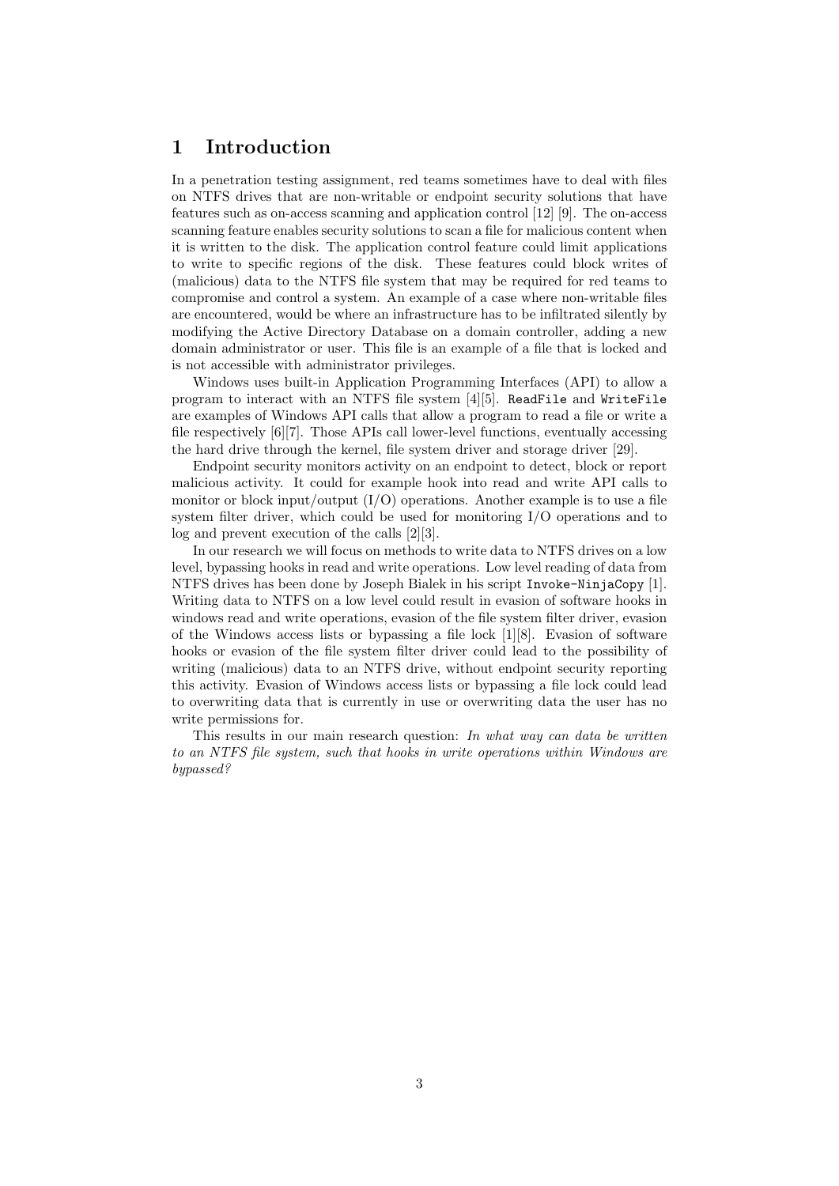# 1 Introduction

In a penetration testing assignment, red teams sometimes have to deal with files on NTFS drives that are non-writable or endpoint security solutions that have features such as on-access scanning and application control [12] [9]. The on-access scanning feature enables security solutions to scan a file for malicious content when it is written to the disk. The application control feature could limit applications to write to specific regions of the disk. These features could block writes of (malicious) data to the NTFS file system that may be required for red teams to compromise and control a system. An example of a case where non-writable files are encountered, would be where an infrastructure has to be infiltrated silently by modifying the Active Directory Database on a domain controller, adding a new domain administrator or user. This file is an example of a file that is locked and is not accessible with administrator privileges.

Windows uses built-in Application Programming Interfaces (API) to allow a program to interact with an NTFS file system [4][5]. `ReadFile` and `WriteFile` are examples of Windows API calls that allow a program to read a file or write a file respectively [6][7]. Those APIs call lower-level functions, eventually accessing the hard drive through the kernel, file system driver and storage driver [29].

Endpoint security monitors activity on an endpoint to detect, block or report malicious activity. It could for example hook into read and write API calls to monitor or block input/output (I/O) operations. Another example is to use a file system filter driver, which could be used for monitoring I/O operations and to log and prevent execution of the calls [2][3].

In our research we will focus on methods to write data to NTFS drives on a low level, bypassing hooks in read and write operations. Low level reading of data from NTFS drives has been done by Joseph Bialek in his script `Invoke-NinjaCopy` [1]. Writing data to NTFS on a low level could result in evasion of software hooks in windows read and write operations, evasion of the file system filter driver, evasion of the Windows access lists or bypassing a file lock [1][8]. Evasion of software hooks or evasion of the file system filter driver could lead to the possibility of writing (malicious) data to an NTFS drive, without endpoint security reporting this activity. Evasion of Windows access lists or bypassing a file lock could lead to overwriting data that is currently in use or overwriting data the user has no write permissions for.

This results in our main research question: *In what way can data be written to an NTFS file system, such that hooks in write operations within Windows are bypassed?*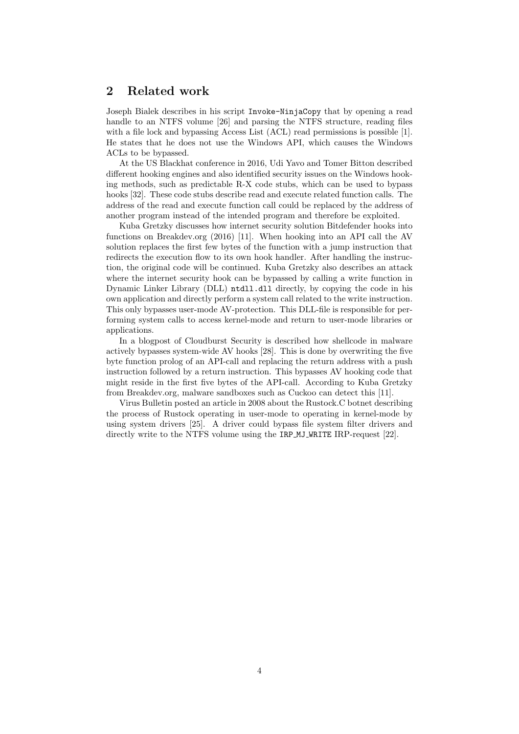## 2 Related work

Joseph Bialek describes in his script `Invoke-NinjaCopy` that by opening a read handle to an NTFS volume [26] and parsing the NTFS structure, reading files with a file lock and bypassing Access List (ACL) read permissions is possible [1]. He states that he does not use the Windows API, which causes the Windows ACLs to be bypassed.

At the US Blackhat conference in 2016, Udi Yavo and Tomer Bitton described different hooking engines and also identified security issues on the Windows hooking methods, such as predictable R-X code stubs, which can be used to bypass hooks [32]. These code stubs describe read and execute related function calls. The address of the read and execute function call could be replaced by the address of another program instead of the intended program and therefore be exploited.

Kuba Gretzky discusses how internet security solution Bitdefender hooks into functions on Breakdev.org (2016) [11]. When hooking into an API call the AV solution replaces the first few bytes of the function with a jump instruction that redirects the execution flow to its own hook handler. After handling the instruction, the original code will be continued. Kuba Gretzky also describes an attack where the internet security hook can be bypassed by calling a write function in Dynamic Linker Library (DLL) `ntdll.dll` directly, by copying the code in his own application and directly perform a system call related to the write instruction. This only bypasses user-mode AV-protection. This DLL-file is responsible for performing system calls to access kernel-mode and return to user-mode libraries or applications.

In a blogpost of Cloudburst Security is described how shellcode in malware actively bypasses system-wide AV hooks [28]. This is done by overwriting the five byte function prolog of an API-call and replacing the return address with a push instruction followed by a return instruction. This bypasses AV hooking code that might reside in the first five bytes of the API-call. According to Kuba Gretzky from Breakdev.org, malware sandboxes such as Cuckoo can detect this [11].

Virus Bulletin posted an article in 2008 about the Rustock.C botnet describing the process of Rustock operating in user-mode to operating in kernel-mode by using system drivers [25]. A driver could bypass file system filter drivers and directly write to the NTFS volume using the `IRP_MJ_WRITE` IRP-request [22].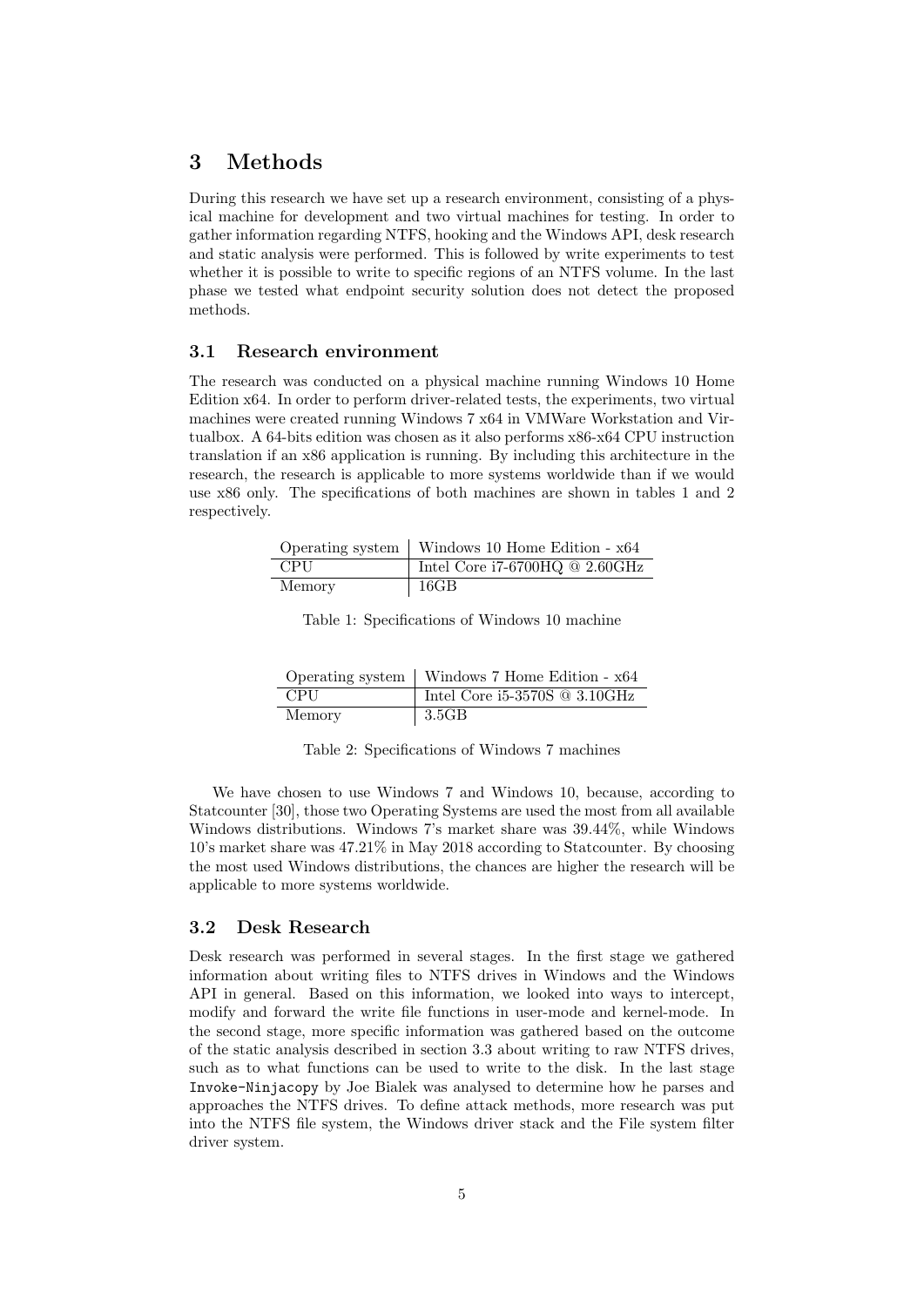# 3 Methods

During this research we have set up a research environment, consisting of a physical machine for development and two virtual machines for testing. In order to gather information regarding NTFS, hooking and the Windows API, desk research and static analysis were performed. This is followed by write experiments to test whether it is possible to write to specific regions of an NTFS volume. In the last phase we tested what endpoint security solution does not detect the proposed methods.

## 3.1 Research environment

The research was conducted on a physical machine running Windows 10 Home Edition x64. In order to perform driver-related tests, the experiments, two virtual machines were created running Windows 7 x64 in VMWare Workstation and Virtualbox. A 64-bits edition was chosen as it also performs x86-x64 CPU instruction translation if an x86 application is running. By including this architecture in the research, the research is applicable to more systems worldwide than if we would use x86 only. The specifications of both machines are shown in tables 1 and 2 respectively.

| Operating system | Windows 10 Home Edition - x64 |
| --- | --- |
| CPU | Intel Core i7-6700HQ @ 2.60GHz |
| Memory | 16GB |

Table 1: Specifications of Windows 10 machine

| Operating system | Windows 7 Home Edition - x64 |
| --- | --- |
| CPU | Intel Core i5-3570S @ 3.10GHz |
| Memory | 3.5GB |

Table 2: Specifications of Windows 7 machines

We have chosen to use Windows 7 and Windows 10, because, according to Statcounter [30], those two Operating Systems are used the most from all available Windows distributions. Windows 7's market share was 39.44%, while Windows 10's market share was 47.21% in May 2018 according to Statcounter. By choosing the most used Windows distributions, the chances are higher the research will be applicable to more systems worldwide.

## 3.2 Desk Research

Desk research was performed in several stages. In the first stage we gathered information about writing files to NTFS drives in Windows and the Windows API in general. Based on this information, we looked into ways to intercept, modify and forward the write file functions in user-mode and kernel-mode. In the second stage, more specific information was gathered based on the outcome of the static analysis described in section 3.3 about writing to raw NTFS drives, such as to what functions can be used to write to the disk. In the last stage `Invoke-Ninjacopy` by Joe Bialek was analysed to determine how he parses and approaches the NTFS drives. To define attack methods, more research was put into the NTFS file system, the Windows driver stack and the File system filter driver system.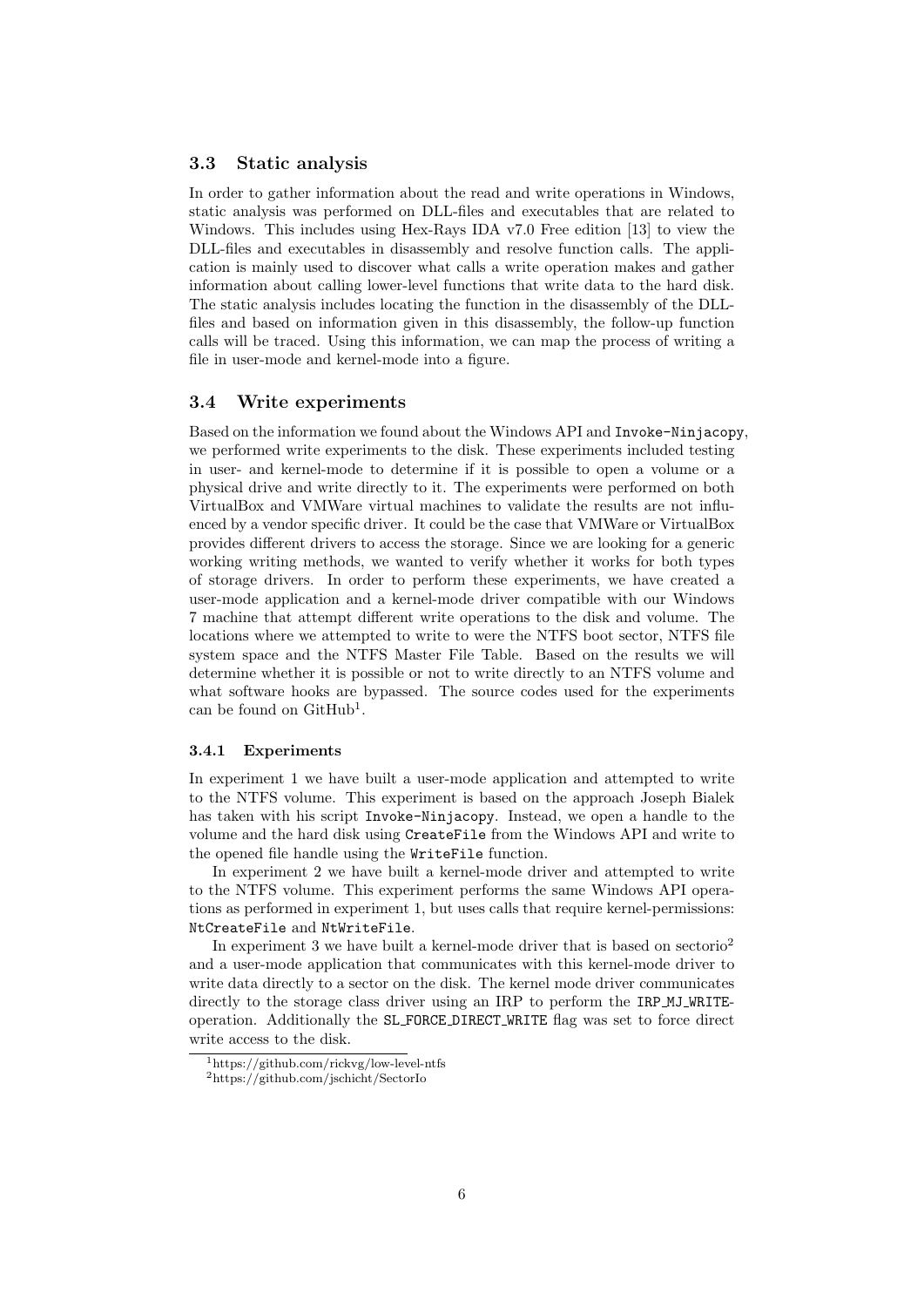## 3.3 Static analysis

In order to gather information about the read and write operations in Windows, static analysis was performed on DLL-files and executables that are related to Windows. This includes using Hex-Rays IDA v7.0 Free edition [13] to view the DLL-files and executables in disassembly and resolve function calls. The application is mainly used to discover what calls a write operation makes and gather information about calling lower-level functions that write data to the hard disk. The static analysis includes locating the function in the disassembly of the DLL-files and based on information given in this disassembly, the follow-up function calls will be traced. Using this information, we can map the process of writing a file in user-mode and kernel-mode into a figure.

## 3.4 Write experiments

Based on the information we found about the Windows API and `Invoke-Ninjacopy`, we performed write experiments to the disk. These experiments included testing in user- and kernel-mode to determine if it is possible to open a volume or a physical drive and write directly to it. The experiments were performed on both VirtualBox and VMWare virtual machines to validate the results are not influenced by a vendor specific driver. It could be the case that VMWare or VirtualBox provides different drivers to access the storage. Since we are looking for a generic working writing methods, we wanted to verify whether it works for both types of storage drivers. In order to perform these experiments, we have created a user-mode application and a kernel-mode driver compatible with our Windows 7 machine that attempt different write operations to the disk and volume. The locations where we attempted to write to were the NTFS boot sector, NTFS file system space and the NTFS Master File Table. Based on the results we will determine whether it is possible or not to write directly to an NTFS volume and what software hooks are bypassed. The source codes used for the experiments can be found on GitHub[1].

### 3.4.1 Experiments

In experiment 1 we have built a user-mode application and attempted to write to the NTFS volume. This experiment is based on the approach Joseph Bialek has taken with his script `Invoke-Ninjacopy`. Instead, we open a handle to the volume and the hard disk using `CreateFile` from the Windows API and write to the opened file handle using the `WriteFile` function.

In experiment 2 we have built a kernel-mode driver and attempted to write to the NTFS volume. This experiment performs the same Windows API operations as performed in experiment 1, but uses calls that require kernel-permissions: `NtCreateFile` and `NtWriteFile`.

In experiment 3 we have built a kernel-mode driver that is based on sectorio[2] and a user-mode application that communicates with this kernel-mode driver to write data directly to a sector on the disk. The kernel mode driver communicates directly to the storage class driver using an IRP to perform the `IRP_MJ_WRITE`-operation. Additionally the `SL_FORCE_DIRECT_WRITE` flag was set to force direct write access to the disk.

[1] https://github.com/rickvg/low-level-ntfs

[2] https://github.com/jschicht/SectorIo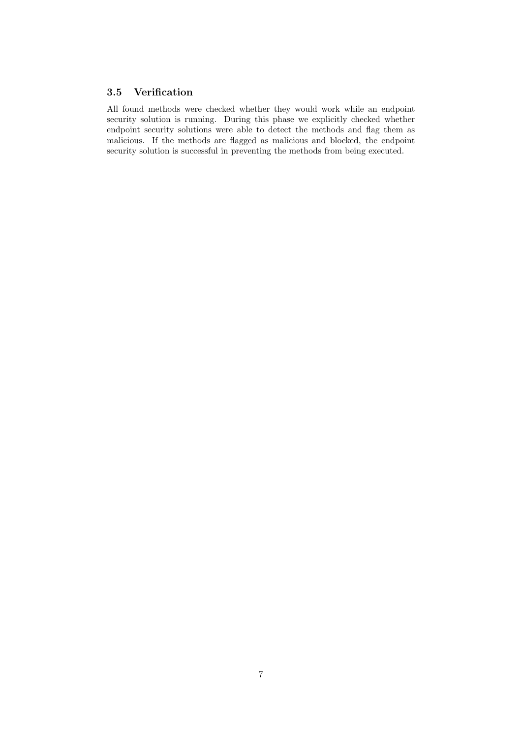### 3.5 Verification

All found methods were checked whether they would work while an endpoint security solution is running. During this phase we explicitly checked whether endpoint security solutions were able to detect the methods and flag them as malicious. If the methods are flagged as malicious and blocked, the endpoint security solution is successful in preventing the methods from being executed.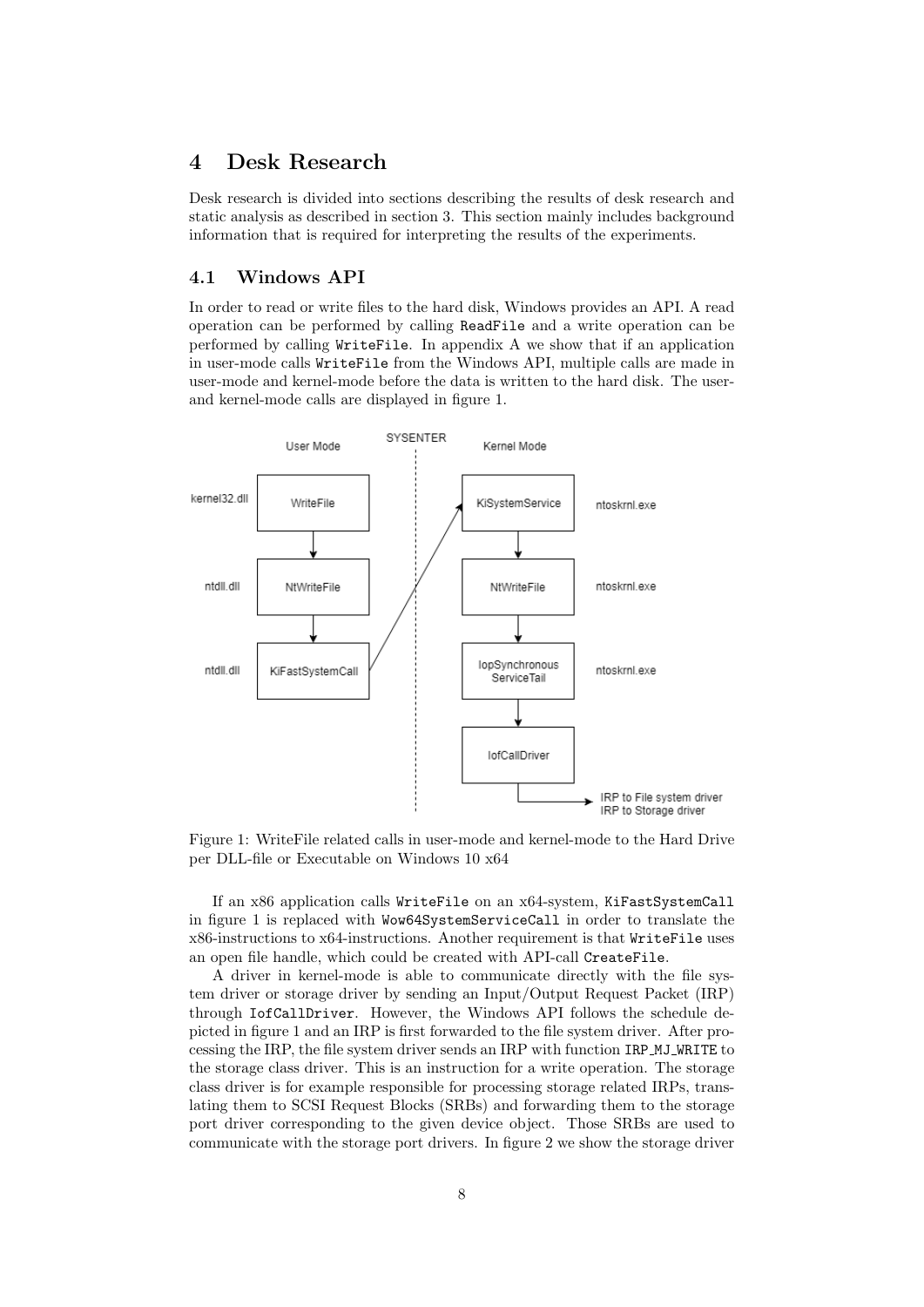# 4 Desk Research

Desk research is divided into sections describing the results of desk research and static analysis as described in section 3. This section mainly includes background information that is required for interpreting the results of the experiments.

## 4.1 Windows API

In order to read or write files to the hard disk, Windows provides an API. A read operation can be performed by calling `ReadFile` and a write operation can be performed by calling `WriteFile`. In appendix A we show that if an application in user-mode calls `WriteFile` from the Windows API, multiple calls are made in user-mode and kernel-mode before the data is written to the hard disk. The user- and kernel-mode calls are displayed in figure 1.

Figure 1: WriteFile related calls in user-mode and kernel-mode to the Hard Drive per DLL-file or Executable on Windows 10 x64

If an x86 application calls `WriteFile` on an x64-system, `KiFastSystemCall` in figure 1 is replaced with `Wow64SystemServiceCall` in order to translate the x86-instructions to x64-instructions. Another requirement is that `WriteFile` uses an open file handle, which could be created with API-call `CreateFile`.

A driver in kernel-mode is able to communicate directly with the file system driver or storage driver by sending an Input/Output Request Packet (IRP) through `IofCallDriver`. However, the Windows API follows the schedule depicted in figure 1 and an IRP is first forwarded to the file system driver. After processing the IRP, the file system driver sends an IRP with function `IRP_MJ_WRITE` to the storage class driver. This is an instruction for a write operation. The storage class driver is for example responsible for processing storage related IRPs, translating them to SCSI Request Blocks (SRBs) and forwarding them to the storage port driver corresponding to the given device object. Those SRBs are used to communicate with the storage port drivers. In figure 2 we show the storage driver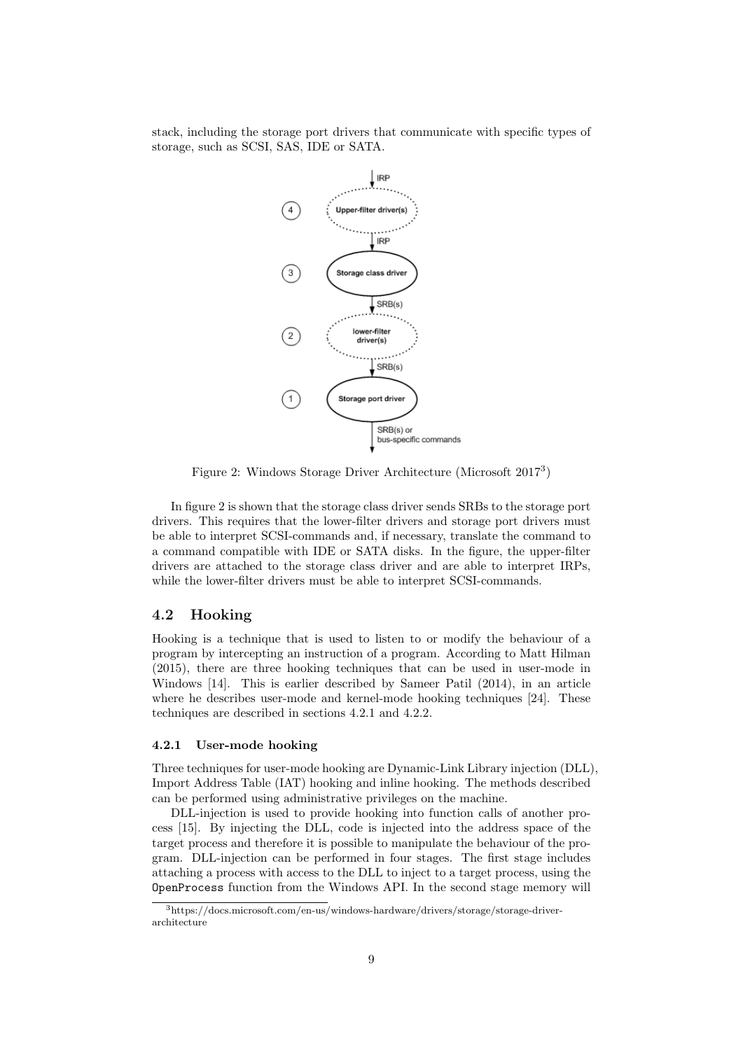stack, including the storage port drivers that communicate with specific types of storage, such as SCSI, SAS, IDE or SATA.

Figure 2: Windows Storage Driver Architecture (Microsoft 2017[3])

In figure 2 is shown that the storage class driver sends SRBs to the storage port drivers. This requires that the lower-filter drivers and storage port drivers must be able to interpret SCSI-commands and, if necessary, translate the command to a command compatible with IDE or SATA disks. In the figure, the upper-filter drivers are attached to the storage class driver and are able to interpret IRPs, while the lower-filter drivers must be able to interpret SCSI-commands.

## 4.2 Hooking

Hooking is a technique that is used to listen to or modify the behaviour of a program by intercepting an instruction of a program. According to Matt Hilman (2015), there are three hooking techniques that can be used in user-mode in Windows [14]. This is earlier described by Sameer Patil (2014), in an article where he describes user-mode and kernel-mode hooking techniques [24]. These techniques are described in sections 4.2.1 and 4.2.2.

### 4.2.1 User-mode hooking

Three techniques for user-mode hooking are Dynamic-Link Library injection (DLL), Import Address Table (IAT) hooking and inline hooking. The methods described can be performed using administrative privileges on the machine.

DLL-injection is used to provide hooking into function calls of another process [15]. By injecting the DLL, code is injected into the address space of the target process and therefore it is possible to manipulate the behaviour of the program. DLL-injection can be performed in four stages. The first stage includes attaching a process with access to the DLL to inject to a target process, using the `OpenProcess` function from the Windows API. In the second stage memory will

[3] https://docs.microsoft.com/en-us/windows-hardware/drivers/storage/storage-driver-architecture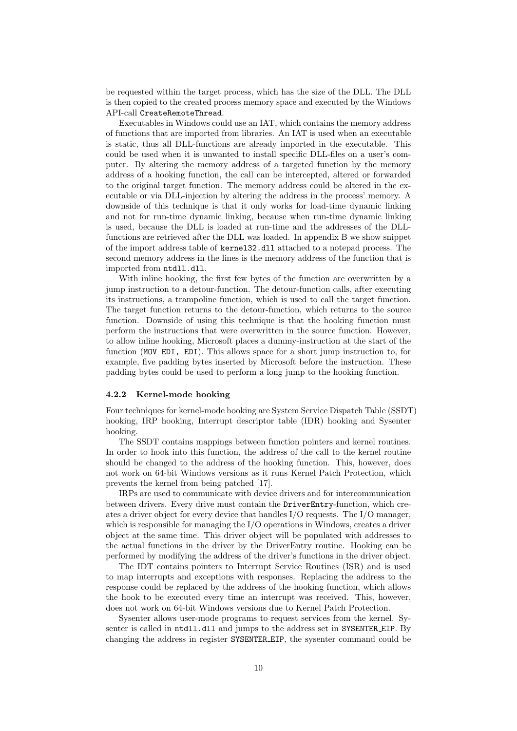be requested within the target process, which has the size of the DLL. The DLL is then copied to the created process memory space and executed by the Windows API-call `CreateRemoteThread`.

Executables in Windows could use an IAT, which contains the memory address of functions that are imported from libraries. An IAT is used when an executable is static, thus all DLL-functions are already imported in the executable. This could be used when it is unwanted to install specific DLL-files on a user's computer. By altering the memory address of a targeted function by the memory address of a hooking function, the call can be intercepted, altered or forwarded to the original target function. The memory address could be altered in the executable or via DLL-injection by altering the address in the process' memory. A downside of this technique is that it only works for load-time dynamic linking and not for run-time dynamic linking, because when run-time dynamic linking is used, because the DLL is loaded at run-time and the addresses of the DLL-functions are retrieved after the DLL was loaded. In appendix B we show snippet of the import address table of `kernel32.dll` attached to a notepad process. The second memory address in the lines is the memory address of the function that is imported from `ntdll.dll`.

With inline hooking, the first few bytes of the function are overwritten by a jump instruction to a detour-function. The detour-function calls, after executing its instructions, a trampoline function, which is used to call the target function. The target function returns to the detour-function, which returns to the source function. Downside of using this technique is that the hooking function must perform the instructions that were overwritten in the source function. However, to allow inline hooking, Microsoft places a dummy-instruction at the start of the function (`MOV EDI, EDI`). This allows space for a short jump instruction to, for example, five padding bytes inserted by Microsoft before the instruction. These padding bytes could be used to perform a long jump to the hooking function.

### 4.2.2 Kernel-mode hooking

Four techniques for kernel-mode hooking are System Service Dispatch Table (SSDT) hooking, IRP hooking, Interrupt descriptor table (IDR) hooking and Sysenter hooking.

The SSDT contains mappings between function pointers and kernel routines. In order to hook into this function, the address of the call to the kernel routine should be changed to the address of the hooking function. This, however, does not work on 64-bit Windows versions as it runs Kernel Patch Protection, which prevents the kernel from being patched [17].

IRPs are used to communicate with device drivers and for intercommunication between drivers. Every drive must contain the `DriverEntry`-function, which creates a driver object for every device that handles I/O requests. The I/O manager, which is responsible for managing the I/O operations in Windows, creates a driver object at the same time. This driver object will be populated with addresses to the actual functions in the driver by the DriverEntry routine. Hooking can be performed by modifying the address of the driver's functions in the driver object.

The IDT contains pointers to Interrupt Service Routines (ISR) and is used to map interrupts and exceptions with responses. Replacing the address to the response could be replaced by the address of the hooking function, which allows the hook to be executed every time an interrupt was received. This, however, does not work on 64-bit Windows versions due to Kernel Patch Protection.

Sysenter allows user-mode programs to request services from the kernel. Sysenter is called in `ntdll.dll` and jumps to the address set in `SYSENTER_EIP`. By changing the address in register `SYSENTER_EIP`, the sysenter command could be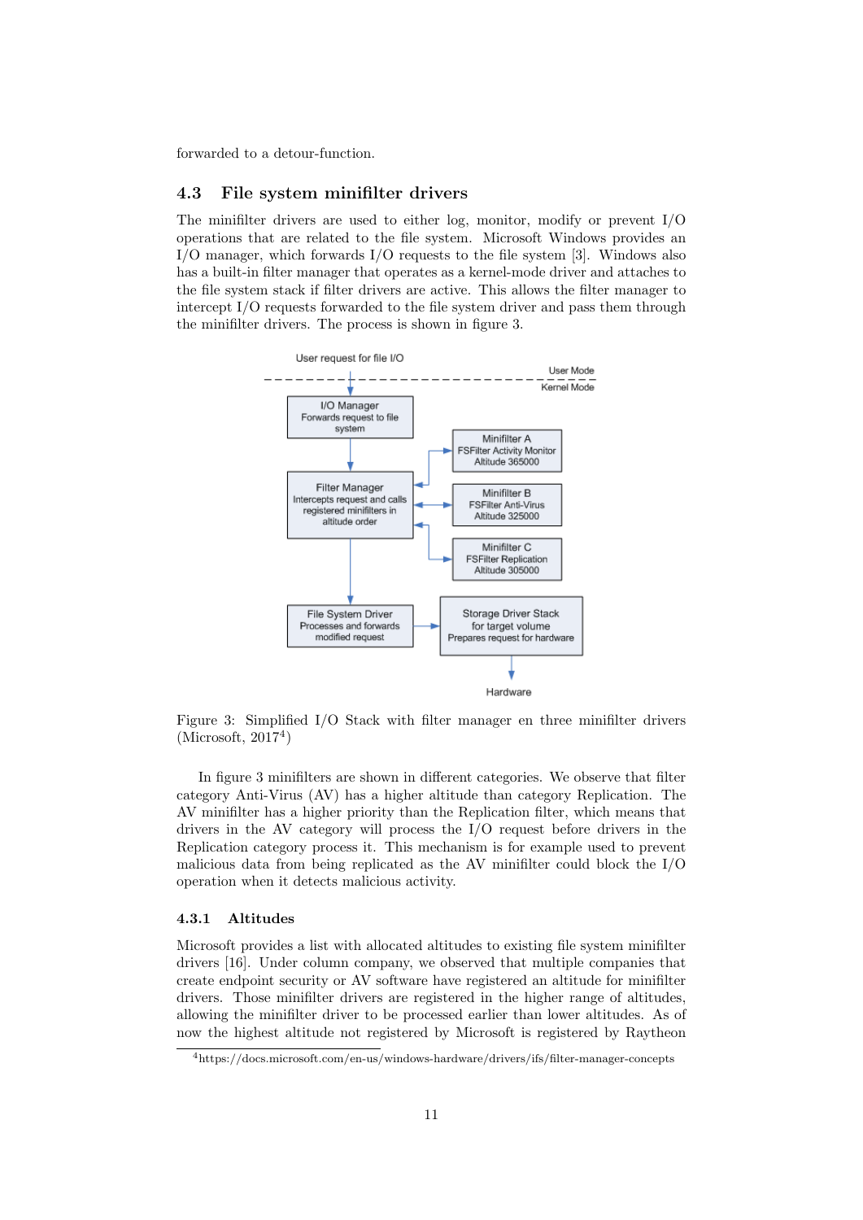forwarded to a detour-function.

## 4.3 File system minifilter drivers

The minifilter drivers are used to either log, monitor, modify or prevent I/O operations that are related to the file system. Microsoft Windows provides an I/O manager, which forwards I/O requests to the file system [3]. Windows also has a built-in filter manager that operates as a kernel-mode driver and attaches to the file system stack if filter drivers are active. This allows the filter manager to intercept I/O requests forwarded to the file system driver and pass them through the minifilter drivers. The process is shown in figure 3.

Figure 3: Simplified I/O Stack with filter manager en three minifilter drivers (Microsoft, 2017[4])

In figure 3 minifilters are shown in different categories. We observe that filter category Anti-Virus (AV) has a higher altitude than category Replication. The AV minifilter has a higher priority than the Replication filter, which means that drivers in the AV category will process the I/O request before drivers in the Replication category process it. This mechanism is for example used to prevent malicious data from being replicated as the AV minifilter could block the I/O operation when it detects malicious activity.

### 4.3.1 Altitudes

Microsoft provides a list with allocated altitudes to existing file system minifilter drivers [16]. Under column company, we observed that multiple companies that create endpoint security or AV software have registered an altitude for minifilter drivers. Those minifilter drivers are registered in the higher range of altitudes, allowing the minifilter driver to be processed earlier than lower altitudes. As of now the highest altitude not registered by Microsoft is registered by Raytheon

[4] https://docs.microsoft.com/en-us/windows-hardware/drivers/ifs/filter-manager-concepts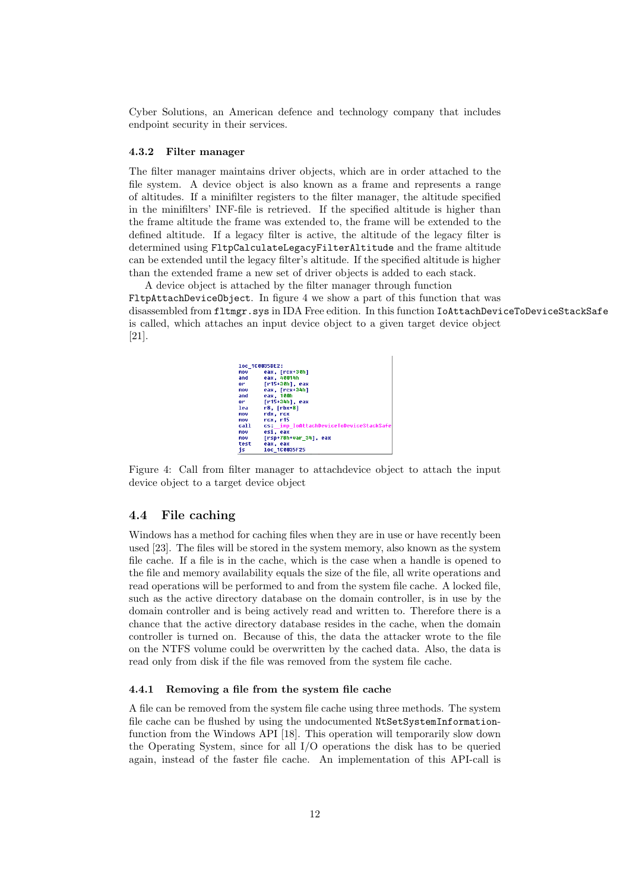Cyber Solutions, an American defence and technology company that includes endpoint security in their services.

### 4.3.2 Filter manager

The filter manager maintains driver objects, which are in order attached to the file system. A device object is also known as a frame and represents a range of altitudes. If a minifilter registers to the filter manager, the altitude specified in the minifilters' INF-file is retrieved. If the specified altitude is higher than the frame altitude the frame was extended to, the frame will be extended to the defined altitude. If a legacy filter is active, the altitude of the legacy filter is determined using `FltpCalculateLegacyFilterAltitude` and the frame altitude can be extended until the legacy filter's altitude. If the specified altitude is higher than the extended frame a new set of driver objects is added to each stack.

A device object is attached by the filter manager through function `FltpAttachDeviceObject`. In figure 4 we show a part of this function that was disassembled from `fltmgr.sys` in IDA Free edition. In this function `IoAttachDeviceToDeviceStackSafe` is called, which attaches an input device object to a given target device object [21].

```
loc_1C0035DE2:
mov     eax, [rcx+30h]
and     eax, 40014h
or      [r15+30h], eax
mov     eax, [rcx+34h]
and     eax, 100h
or      [r15+34h], eax
lea     r8, [rbx+8]
mov     rdx, rcx
mov     rcx, r15
call    cs:__imp_IoAttachDeviceToDeviceStackSafe
mov     esi, eax
mov     [rsp+78h+var_34], eax
test    eax, eax
js      loc_1C0035F25
```

Figure 4: Call from filter manager to attachdevice object to attach the input device object to a target device object

## 4.4 File caching

Windows has a method for caching files when they are in use or have recently been used [23]. The files will be stored in the system memory, also known as the system file cache. If a file is in the cache, which is the case when a handle is opened to the file and memory availability equals the size of the file, all write operations and read operations will be performed to and from the system file cache. A locked file, such as the active directory database on the domain controller, is in use by the domain controller and is being actively read and written to. Therefore there is a chance that the active directory database resides in the cache, when the domain controller is turned on. Because of this, the data the attacker wrote to the file on the NTFS volume could be overwritten by the cached data. Also, the data is read only from disk if the file was removed from the system file cache.

### 4.4.1 Removing a file from the system file cache

A file can be removed from the system file cache using three methods. The system file cache can be flushed by using the undocumented `NtSetSystemInformation`-function from the Windows API [18]. This operation will temporarily slow down the Operating System, since for all I/O operations the disk has to be queried again, instead of the faster file cache. An implementation of this API-call is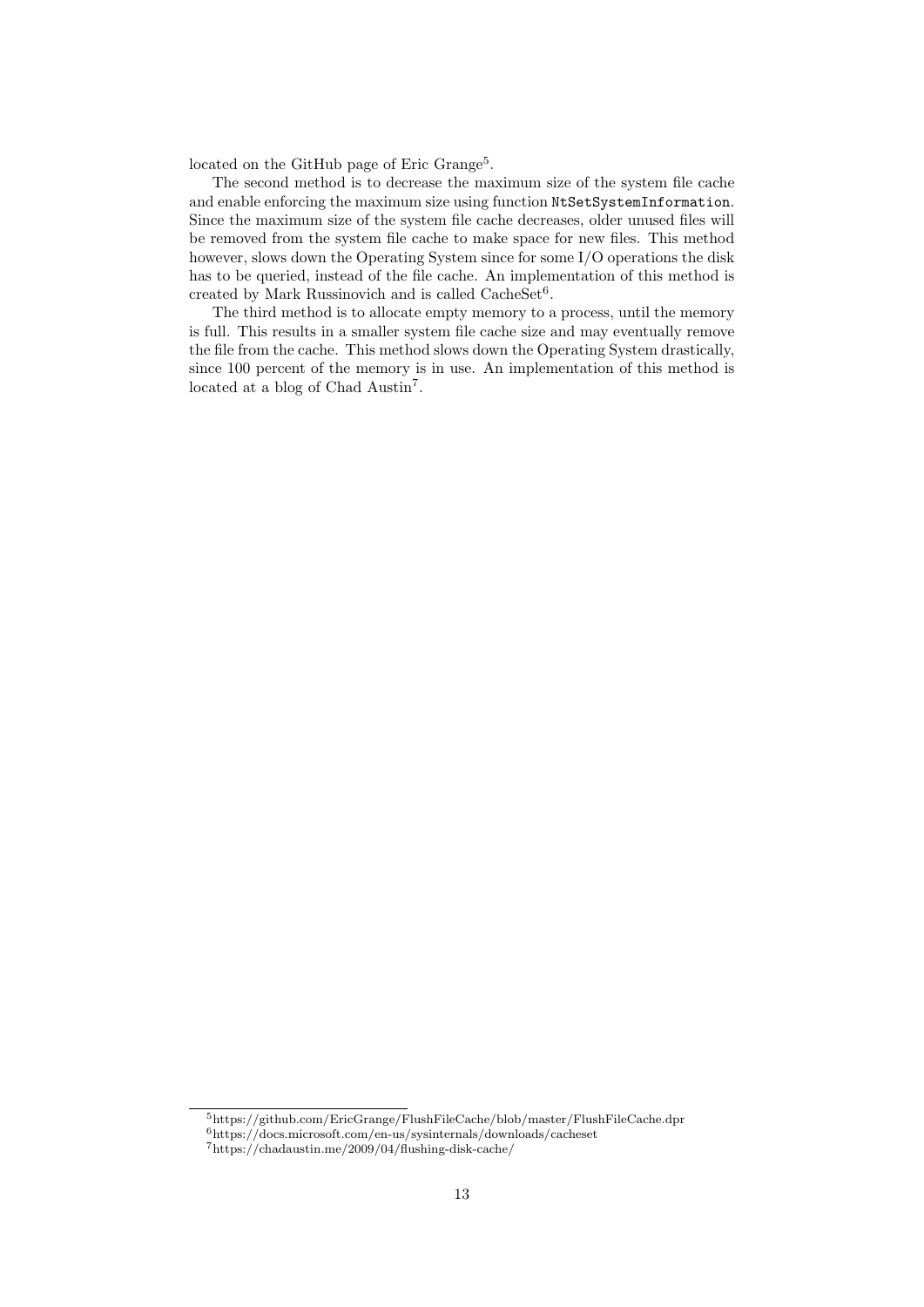located on the GitHub page of Eric Grange[5].

The second method is to decrease the maximum size of the system file cache and enable enforcing the maximum size using function `NtSetSystemInformation`. Since the maximum size of the system file cache decreases, older unused files will be removed from the system file cache to make space for new files. This method however, slows down the Operating System since for some I/O operations the disk has to be queried, instead of the file cache. An implementation of this method is created by Mark Russinovich and is called CacheSet[6].

The third method is to allocate empty memory to a process, until the memory is full. This results in a smaller system file cache size and may eventually remove the file from the cache. This method slows down the Operating System drastically, since 100 percent of the memory is in use. An implementation of this method is located at a blog of Chad Austin[7].

---

[5] https://github.com/EricGrange/FlushFileCache/blob/master/FlushFileCache.dpr

[6] https://docs.microsoft.com/en-us/sysinternals/downloads/cacheset

[7] https://chadaustin.me/2009/04/flushing-disk-cache/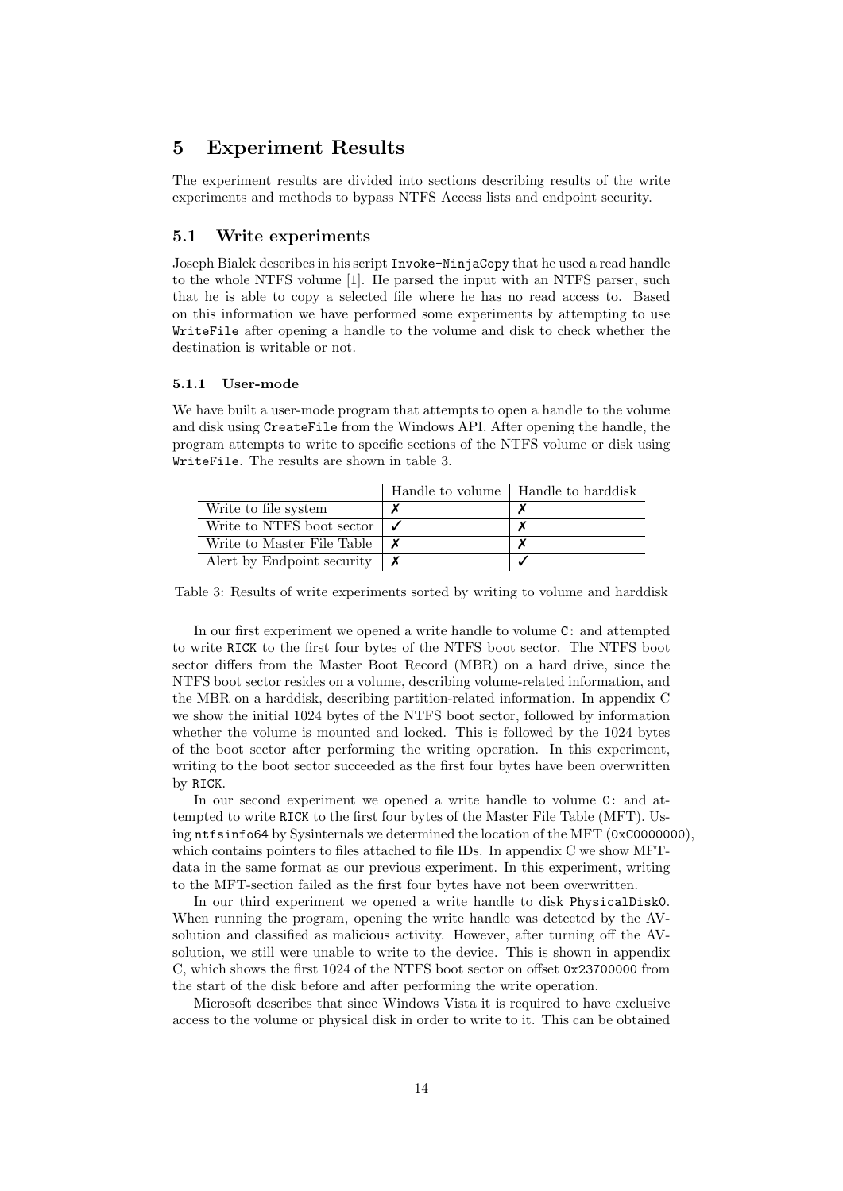## 5 Experiment Results

The experiment results are divided into sections describing results of the write experiments and methods to bypass NTFS Access lists and endpoint security.

### 5.1 Write experiments

Joseph Bialek describes in his script `Invoke-NinjaCopy` that he used a read handle to the whole NTFS volume [1]. He parsed the input with an NTFS parser, such that he is able to copy a selected file where he has no read access to. Based on this information we have performed some experiments by attempting to use `WriteFile` after opening a handle to the volume and disk to check whether the destination is writable or not.

#### 5.1.1 User-mode

We have built a user-mode program that attempts to open a handle to the volume and disk using `CreateFile` from the Windows API. After opening the handle, the program attempts to write to specific sections of the NTFS volume or disk using `WriteFile`. The results are shown in table 3.

| | Handle to volume | Handle to harddisk |
|---|---|---|
| Write to file system | ✗ | ✗ |
| Write to NTFS boot sector | ✓ | ✗ |
| Write to Master File Table | ✗ | ✗ |
| Alert by Endpoint security | ✗ | ✓ |

Table 3: Results of write experiments sorted by writing to volume and harddisk

In our first experiment we opened a write handle to volume `C:` and attempted to write `RICK` to the first four bytes of the NTFS boot sector. The NTFS boot sector differs from the Master Boot Record (MBR) on a hard drive, since the NTFS boot sector resides on a volume, describing volume-related information, and the MBR on a harddisk, describing partition-related information. In appendix C we show the initial 1024 bytes of the NTFS boot sector, followed by information whether the volume is mounted and locked. This is followed by the 1024 bytes of the boot sector after performing the writing operation. In this experiment, writing to the boot sector succeeded as the first four bytes have been overwritten by `RICK`.

In our second experiment we opened a write handle to volume `C:` and attempted to write `RICK` to the first four bytes of the Master File Table (MFT). Using `ntfsinfo64` by Sysinternals we determined the location of the MFT (`0xC0000000`), which contains pointers to files attached to file IDs. In appendix C we show MFT-data in the same format as our previous experiment. In this experiment, writing to the MFT-section failed as the first four bytes have not been overwritten.

In our third experiment we opened a write handle to disk `PhysicalDisk0`. When running the program, opening the write handle was detected by the AV-solution and classified as malicious activity. However, after turning off the AV-solution, we still were unable to write to the device. This is shown in appendix C, which shows the first 1024 of the NTFS boot sector on offset `0x23700000` from the start of the disk before and after performing the write operation.

Microsoft describes that since Windows Vista it is required to have exclusive access to the volume or physical disk in order to write to it. This can be obtained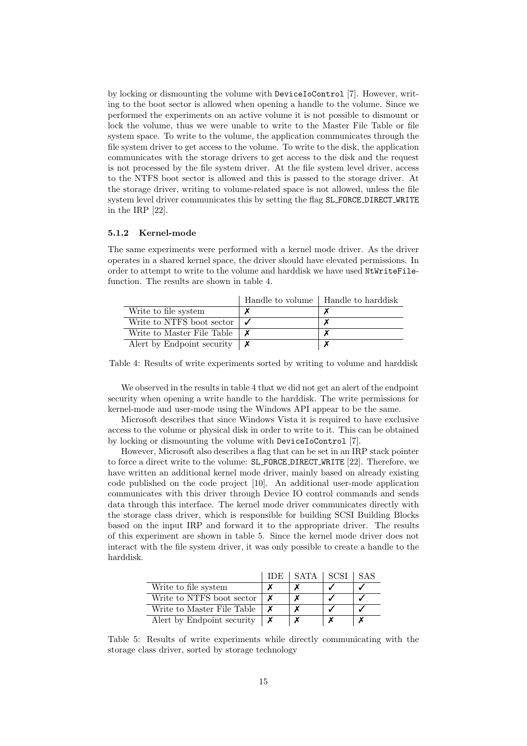by locking or dismounting the volume with `DeviceIoControl` [7]. However, writing to the boot sector is allowed when opening a handle to the volume. Since we performed the experiments on an active volume it is not possible to dismount or lock the volume, thus we were unable to write to the Master File Table or file system space. To write to the volume, the application communicates through the file system driver to get access to the volume. To write to the disk, the application communicates with the storage drivers to get access to the disk and the request is not processed by the file system driver. At the file system level driver, access to the NTFS boot sector is allowed and this is passed to the storage driver. At the storage driver, writing to volume-related space is not allowed, unless the file system level driver communicates this by setting the flag `SL_FORCE_DIRECT_WRITE` in the IRP [22].

### 5.1.2 Kernel-mode

The same experiments were performed with a kernel mode driver. As the driver operates in a shared kernel space, the driver should have elevated permissions. In order to attempt to write to the volume and harddisk we have used `NtWriteFile`-function. The results are shown in table 4.

| | Handle to volume | Handle to harddisk |
|---|---|---|
| Write to file system | ✗ | ✗ |
| Write to NTFS boot sector | ✓ | ✗ |
| Write to Master File Table | ✗ | ✗ |
| Alert by Endpoint security | ✗ | ✗ |

Table 4: Results of write experiments sorted by writing to volume and harddisk

We observed in the results in table 4 that we did not get an alert of the endpoint security when opening a write handle to the harddisk. The write permissions for kernel-mode and user-mode using the Windows API appear to be the same.

Microsoft describes that since Windows Vista it is required to have exclusive access to the volume or physical disk in order to write to it. This can be obtained by locking or dismounting the volume with `DeviceIoControl` [7].

However, Microsoft also describes a flag that can be set in an IRP stack pointer to force a direct write to the volume: `SL_FORCE_DIRECT_WRITE` [22]. Therefore, we have written an additional kernel mode driver, mainly based on already existing code published on the code project [10]. An additional user-mode application communicates with this driver through Device IO control commands and sends data through this interface. The kernel mode driver communicates directly with the storage class driver, which is responsible for building SCSI Building Blocks based on the input IRP and forward it to the appropriate driver. The results of this experiment are shown in table 5. Since the kernel mode driver does not interact with the file system driver, it was only possible to create a handle to the harddisk.

| | IDE | SATA | SCSI | SAS |
|---|---|---|---|---|
| Write to file system | ✗ | ✗ | ✓ | ✓ |
| Write to NTFS boot sector | ✗ | ✗ | ✓ | ✓ |
| Write to Master File Table | ✗ | ✗ | ✓ | ✓ |
| Alert by Endpoint security | ✗ | ✗ | ✗ | ✗ |

Table 5: Results of write experiments while directly communicating with the storage class driver, sorted by storage technology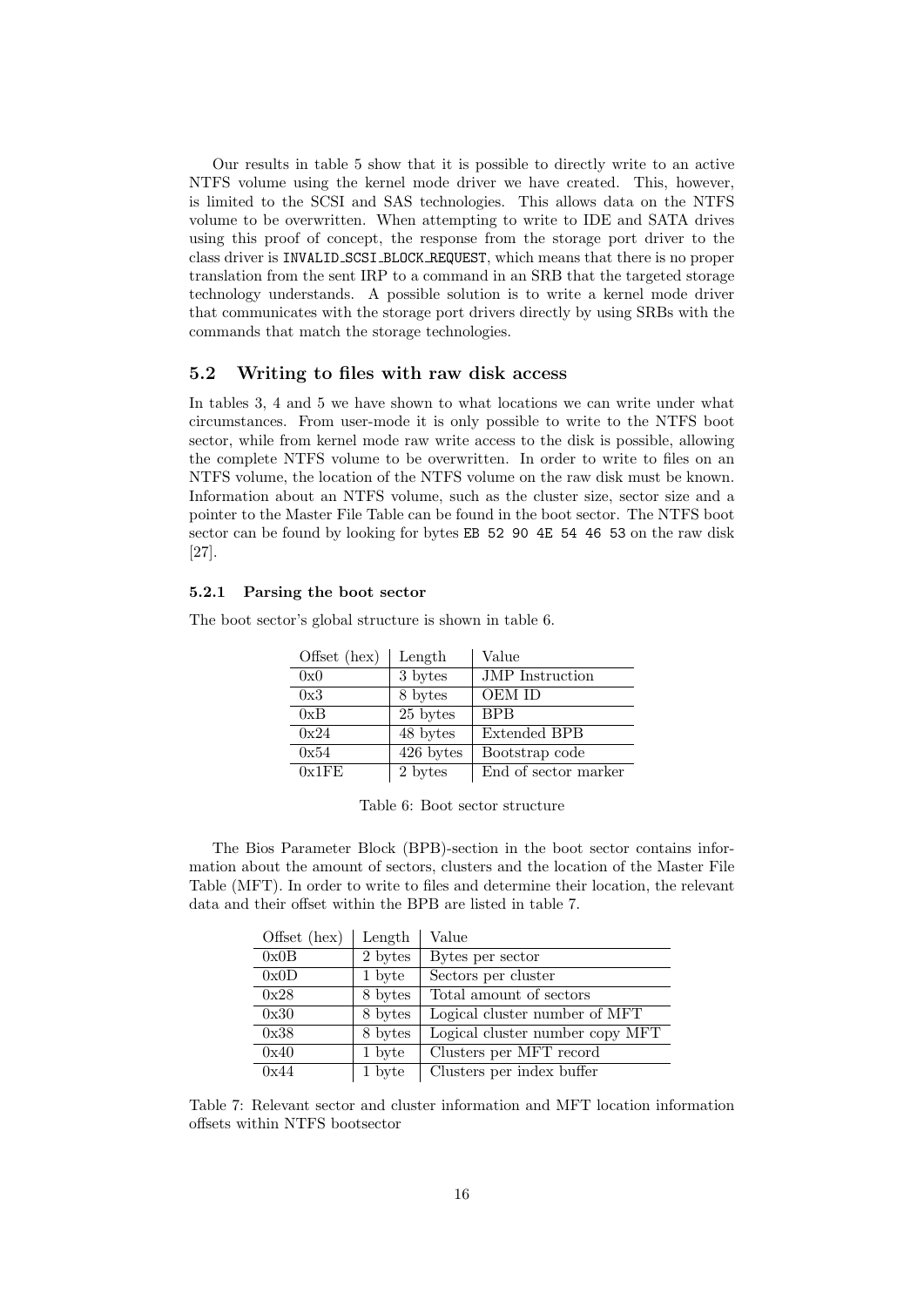Our results in table 5 show that it is possible to directly write to an active NTFS volume using the kernel mode driver we have created. This, however, is limited to the SCSI and SAS technologies. This allows data on the NTFS volume to be overwritten. When attempting to write to IDE and SATA drives using this proof of concept, the response from the storage port driver to the class driver is `INVALID_SCSI_BLOCK_REQUEST`, which means that there is no proper translation from the sent IRP to a command in an SRB that the targeted storage technology understands. A possible solution is to write a kernel mode driver that communicates with the storage port drivers directly by using SRBs with the commands that match the storage technologies.

## 5.2 Writing to files with raw disk access

In tables 3, 4 and 5 we have shown to what locations we can write under what circumstances. From user-mode it is only possible to write to the NTFS boot sector, while from kernel mode raw write access to the disk is possible, allowing the complete NTFS volume to be overwritten. In order to write to files on an NTFS volume, the location of the NTFS volume on the raw disk must be known. Information about an NTFS volume, such as the cluster size, sector size and a pointer to the Master File Table can be found in the boot sector. The NTFS boot sector can be found by looking for bytes `EB 52 90 4E 54 46 53` on the raw disk [27].

### 5.2.1 Parsing the boot sector

The boot sector's global structure is shown in table 6.

| Offset (hex) | Length | Value |
|---|---|---|
| 0x0 | 3 bytes | JMP Instruction |
| 0x3 | 8 bytes | OEM ID |
| 0xB | 25 bytes | BPB |
| 0x24 | 48 bytes | Extended BPB |
| 0x54 | 426 bytes | Bootstrap code |
| 0x1FE | 2 bytes | End of sector marker |

Table 6: Boot sector structure

The Bios Parameter Block (BPB)-section in the boot sector contains information about the amount of sectors, clusters and the location of the Master File Table (MFT). In order to write to files and determine their location, the relevant data and their offset within the BPB are listed in table 7.

| Offset (hex) | Length | Value |
|---|---|---|
| 0x0B | 2 bytes | Bytes per sector |
| 0x0D | 1 byte | Sectors per cluster |
| 0x28 | 8 bytes | Total amount of sectors |
| 0x30 | 8 bytes | Logical cluster number of MFT |
| 0x38 | 8 bytes | Logical cluster number copy MFT |
| 0x40 | 1 byte | Clusters per MFT record |
| 0x44 | 1 byte | Clusters per index buffer |

Table 7: Relevant sector and cluster information and MFT location information offsets within NTFS bootsector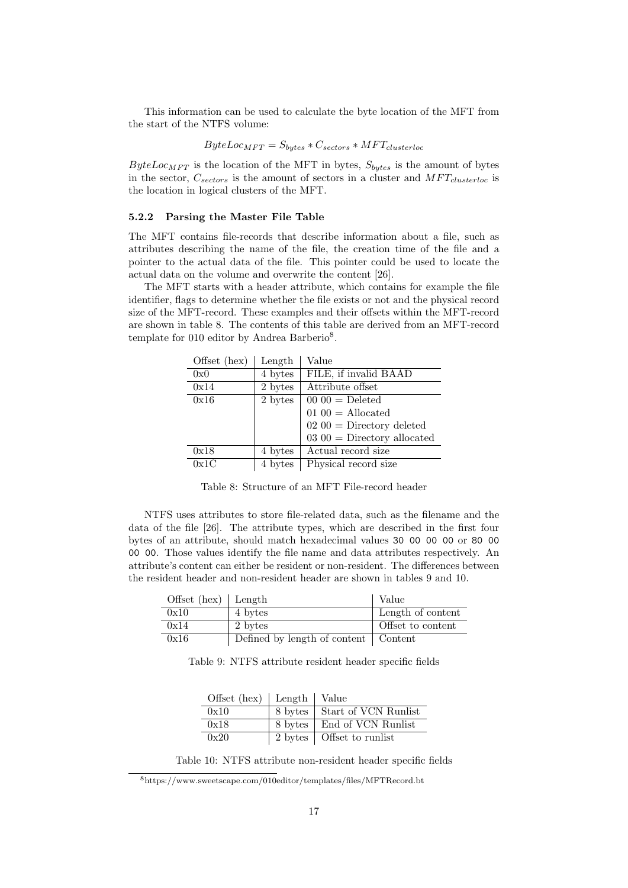This information can be used to calculate the byte location of the MFT from the start of the NTFS volume:

$$ByteLoc_{MFT} = S_{bytes} * C_{sectors} * MFT_{clusterloc}$$

$ByteLoc_{MFT}$ is the location of the MFT in bytes, $S_{bytes}$ is the amount of bytes in the sector, $C_{sectors}$ is the amount of sectors in a cluster and $MFT_{clusterloc}$ is the location in logical clusters of the MFT.

### 5.2.2 Parsing the Master File Table

The MFT contains file-records that describe information about a file, such as attributes describing the name of the file, the creation time of the file and a pointer to the actual data of the file. This pointer could be used to locate the actual data on the volume and overwrite the content [26].

The MFT starts with a header attribute, which contains for example the file identifier, flags to determine whether the file exists or not and the physical record size of the MFT-record. These examples and their offsets within the MFT-record are shown in table 8. The contents of this table are derived from an MFT-record template for 010 editor by Andrea Barberio[8].

| Offset (hex) | Length | Value |
|---|---|---|
| 0x0 | 4 bytes | FILE, if invalid BAAD |
| 0x14 | 2 bytes | Attribute offset |
| 0x16 | 2 bytes | 00 00 = Deleted<br>01 00 = Allocated<br>02 00 = Directory deleted<br>03 00 = Directory allocated |
| 0x18 | 4 bytes | Actual record size |
| 0x1C | 4 bytes | Physical record size |

Table 8: Structure of an MFT File-record header

NTFS uses attributes to store file-related data, such as the filename and the data of the file [26]. The attribute types, which are described in the first four bytes of an attribute, should match hexadecimal values `30 00 00 00` or `80 00 00 00`. Those values identify the file name and data attributes respectively. An attribute's content can either be resident or non-resident. The differences between the resident header and non-resident header are shown in tables 9 and 10.

| Offset (hex) | Length | Value |
|---|---|---|
| 0x10 | 4 bytes | Length of content |
| 0x14 | 2 bytes | Offset to content |
| 0x16 | Defined by length of content | Content |

Table 9: NTFS attribute resident header specific fields

| Offset (hex) | Length | Value |
|---|---|---|
| 0x10 | 8 bytes | Start of VCN Runlist |
| 0x18 | 8 bytes | End of VCN Runlist |
| 0x20 | 2 bytes | Offset to runlist |

Table 10: NTFS attribute non-resident header specific fields

[8] https://www.sweetscape.com/010editor/templates/files/MFTRecord.bt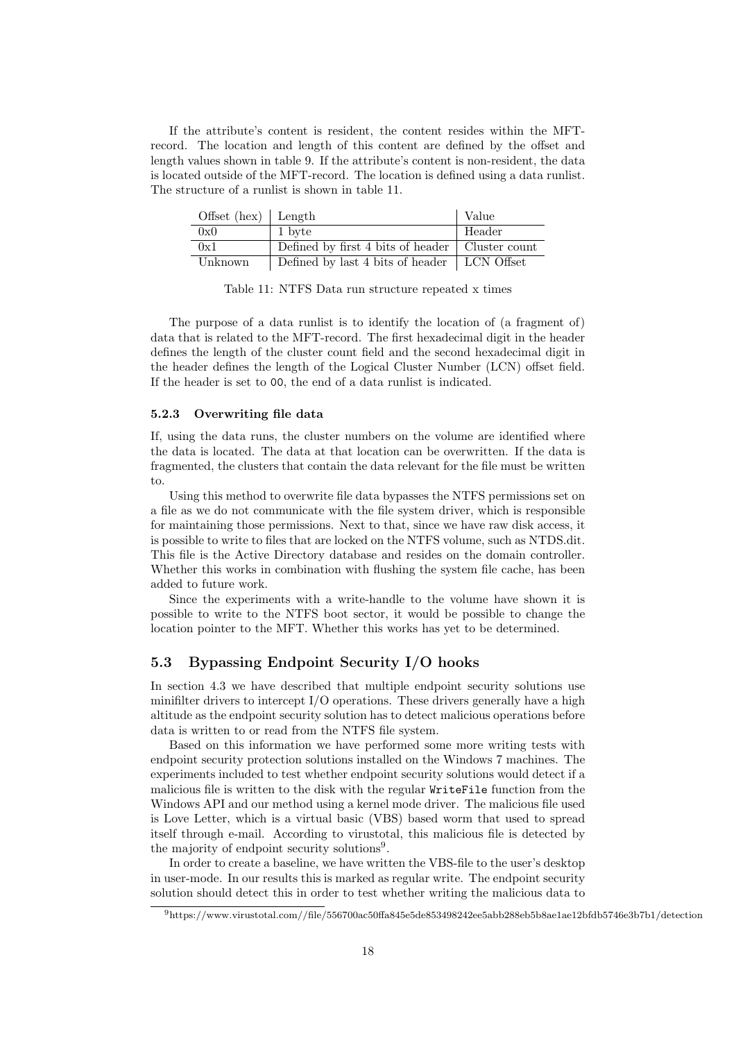If the attribute's content is resident, the content resides within the MFT-record. The location and length of this content are defined by the offset and length values shown in table 9. If the attribute's content is non-resident, the data is located outside of the MFT-record. The location is defined using a data runlist. The structure of a runlist is shown in table 11.

| Offset (hex) | Length | Value |
|---|---|---|
| 0x0 | 1 byte | Header |
| 0x1 | Defined by first 4 bits of header | Cluster count |
| Unknown | Defined by last 4 bits of header | LCN Offset |

Table 11: NTFS Data run structure repeated x times

The purpose of a data runlist is to identify the location of (a fragment of) data that is related to the MFT-record. The first hexadecimal digit in the header defines the length of the cluster count field and the second hexadecimal digit in the header defines the length of the Logical Cluster Number (LCN) offset field. If the header is set to `00`, the end of a data runlist is indicated.

#### 5.2.3 Overwriting file data

If, using the data runs, the cluster numbers on the volume are identified where the data is located. The data at that location can be overwritten. If the data is fragmented, the clusters that contain the data relevant for the file must be written to.

Using this method to overwrite file data bypasses the NTFS permissions set on a file as we do not communicate with the file system driver, which is responsible for maintaining those permissions. Next to that, since we have raw disk access, it is possible to write to files that are locked on the NTFS volume, such as NTDS.dit. This file is the Active Directory database and resides on the domain controller. Whether this works in combination with flushing the system file cache, has been added to future work.

Since the experiments with a write-handle to the volume have shown it is possible to write to the NTFS boot sector, it would be possible to change the location pointer to the MFT. Whether this works has yet to be determined.

### 5.3 Bypassing Endpoint Security I/O hooks

In section 4.3 we have described that multiple endpoint security solutions use minifilter drivers to intercept I/O operations. These drivers generally have a high altitude as the endpoint security solution has to detect malicious operations before data is written to or read from the NTFS file system.

Based on this information we have performed some more writing tests with endpoint security protection solutions installed on the Windows 7 machines. The experiments included to test whether endpoint security solutions would detect if a malicious file is written to the disk with the regular `WriteFile` function from the Windows API and our method using a kernel mode driver. The malicious file used is Love Letter, which is a virtual basic (VBS) based worm that used to spread itself through e-mail. According to virustotal, this malicious file is detected by the majority of endpoint security solutions[9].

In order to create a baseline, we have written the VBS-file to the user's desktop in user-mode. In our results this is marked as regular write. The endpoint security solution should detect this in order to test whether writing the malicious data to

[9] https://www.virustotal.com//file/556700ac50ffa845e5de853498242ee5abb288eb5b8ae1ae12bfdb5746e3b7b1/detection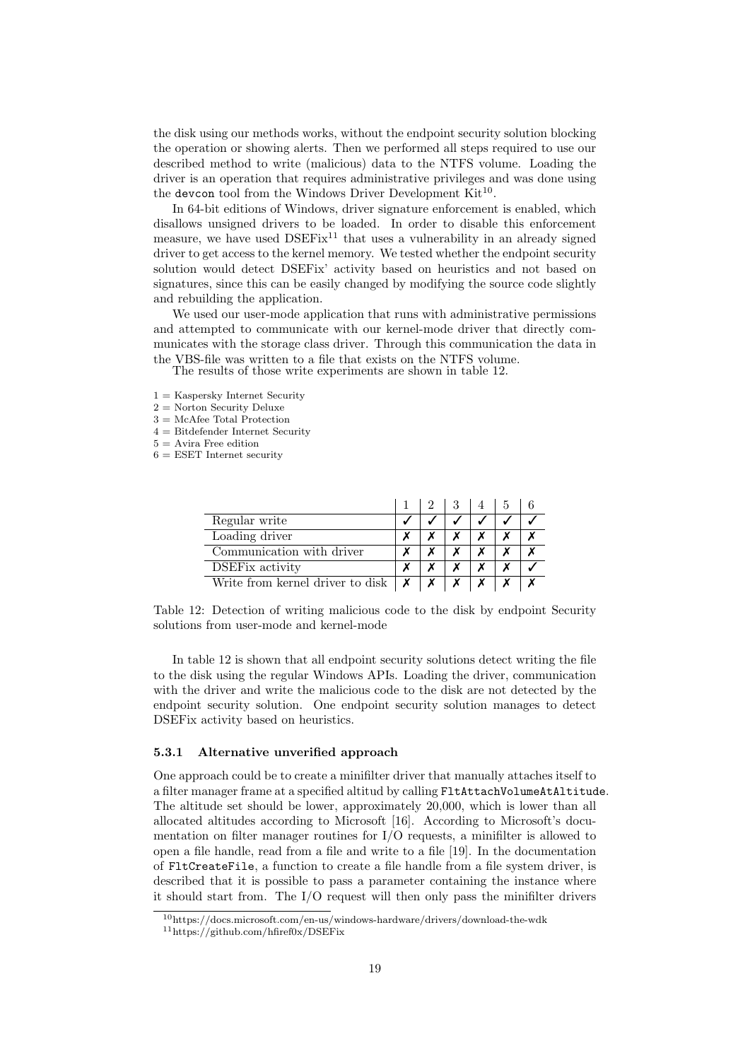the disk using our methods works, without the endpoint security solution blocking the operation or showing alerts. Then we performed all steps required to use our described method to write (malicious) data to the NTFS volume. Loading the driver is an operation that requires administrative privileges and was done using the devcon tool from the Windows Driver Development Kit[10].

In 64-bit editions of Windows, driver signature enforcement is enabled, which disallows unsigned drivers to be loaded. In order to disable this enforcement measure, we have used DSEFix[11] that uses a vulnerability in an already signed driver to get access to the kernel memory. We tested whether the endpoint security solution would detect DSEFix' activity based on heuristics and not based on signatures, since this can be easily changed by modifying the source code slightly and rebuilding the application.

We used our user-mode application that runs with administrative permissions and attempted to communicate with our kernel-mode driver that directly communicates with the storage class driver. Through this communication the data in the VBS-file was written to a file that exists on the NTFS volume.

The results of those write experiments are shown in table 12.

1 = Kaspersky Internet Security
2 = Norton Security Deluxe
3 = McAfee Total Protection
4 = Bitdefender Internet Security
5 = Avira Free edition
6 = ESET Internet security

| | 1 | 2 | 3 | 4 | 5 | 6 |
|---|---|---|---|---|---|---|
| Regular write | ✓ | ✓ | ✓ | ✓ | ✓ | ✓ |
| Loading driver | ✗ | ✗ | ✗ | ✗ | ✗ | ✗ |
| Communication with driver | ✗ | ✗ | ✗ | ✗ | ✗ | ✗ |
| DSEFix activity | ✗ | ✗ | ✗ | ✗ | ✗ | ✓ |
| Write from kernel driver to disk | ✗ | ✗ | ✗ | ✗ | ✗ | ✗ |

Table 12: Detection of writing malicious code to the disk by endpoint Security solutions from user-mode and kernel-mode

In table 12 is shown that all endpoint security solutions detect writing the file to the disk using the regular Windows APIs. Loading the driver, communication with the driver and write the malicious code to the disk are not detected by the endpoint security solution. One endpoint security solution manages to detect DSEFix activity based on heuristics.

#### 5.3.1 Alternative unverified approach

One approach could be to create a minifilter driver that manually attaches itself to a filter manager frame at a specified altitud by calling `FltAttachVolumeAtAltitude`. The altitude set should be lower, approximately 20,000, which is lower than all allocated altitudes according to Microsoft [16]. According to Microsoft's documentation on filter manager routines for I/O requests, a minifilter is allowed to open a file handle, read from a file and write to a file [19]. In the documentation of `FltCreateFile`, a function to create a file handle from a file system driver, is described that it is possible to pass a parameter containing the instance where it should start from. The I/O request will then only pass the minifilter drivers

[10] https://docs.microsoft.com/en-us/windows-hardware/drivers/download-the-wdk
[11] https://github.com/hfiref0x/DSEFix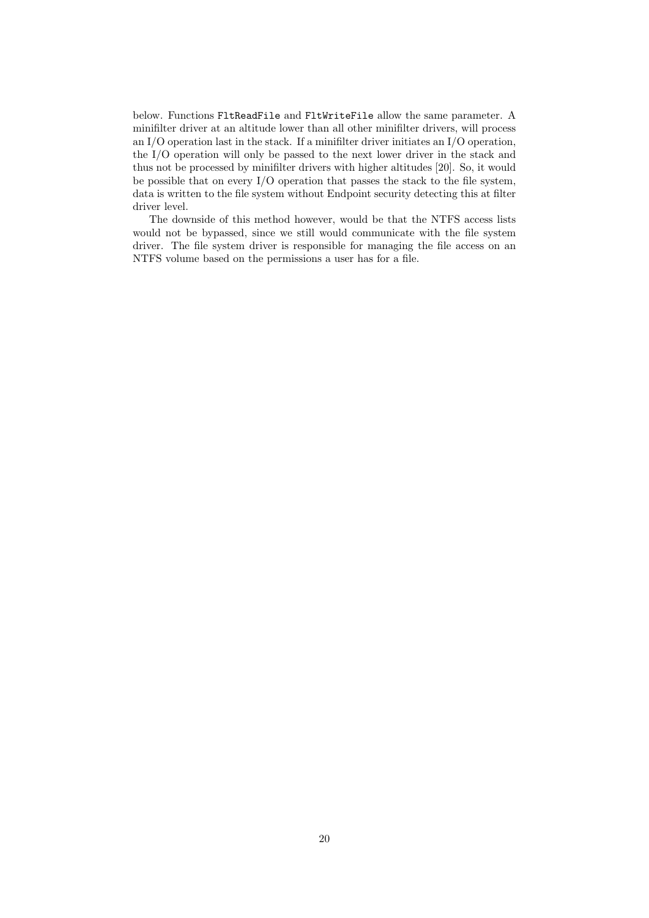below. Functions `FltReadFile` and `FltWriteFile` allow the same parameter. A minifilter driver at an altitude lower than all other minifilter drivers, will process an I/O operation last in the stack. If a minifilter driver initiates an I/O operation, the I/O operation will only be passed to the next lower driver in the stack and thus not be processed by minifilter drivers with higher altitudes [20]. So, it would be possible that on every I/O operation that passes the stack to the file system, data is written to the file system without Endpoint security detecting this at filter driver level.

The downside of this method however, would be that the NTFS access lists would not be bypassed, since we still would communicate with the file system driver. The file system driver is responsible for managing the file access on an NTFS volume based on the permissions a user has for a file.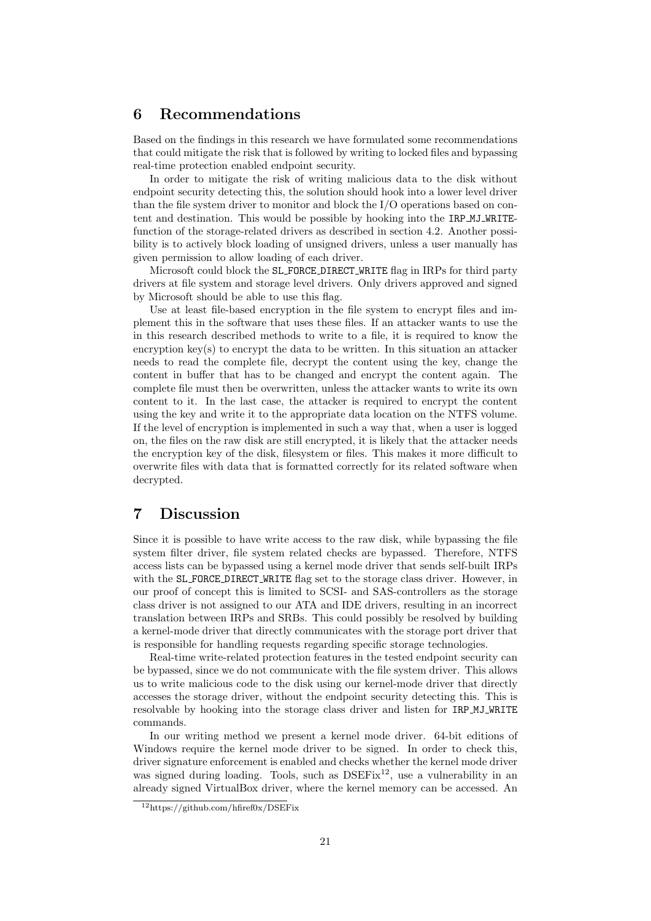## 6 Recommendations

Based on the findings in this research we have formulated some recommendations that could mitigate the risk that is followed by writing to locked files and bypassing real-time protection enabled endpoint security.

In order to mitigate the risk of writing malicious data to the disk without endpoint security detecting this, the solution should hook into a lower level driver than the file system driver to monitor and block the I/O operations based on content and destination. This would be possible by hooking into the `IRP_MJ_WRITE`-function of the storage-related drivers as described in section 4.2. Another possibility is to actively block loading of unsigned drivers, unless a user manually has given permission to allow loading of each driver.

Microsoft could block the `SL_FORCE_DIRECT_WRITE` flag in IRPs for third party drivers at file system and storage level drivers. Only drivers approved and signed by Microsoft should be able to use this flag.

Use at least file-based encryption in the file system to encrypt files and implement this in the software that uses these files. If an attacker wants to use the in this research described methods to write to a file, it is required to know the encryption key(s) to encrypt the data to be written. In this situation an attacker needs to read the complete file, decrypt the content using the key, change the content in buffer that has to be changed and encrypt the content again. The complete file must then be overwritten, unless the attacker wants to write its own content to it. In the last case, the attacker is required to encrypt the content using the key and write it to the appropriate data location on the NTFS volume. If the level of encryption is implemented in such a way that, when a user is logged on, the files on the raw disk are still encrypted, it is likely that the attacker needs the encryption key of the disk, filesystem or files. This makes it more difficult to overwrite files with data that is formatted correctly for its related software when decrypted.

## 7 Discussion

Since it is possible to have write access to the raw disk, while bypassing the file system filter driver, file system related checks are bypassed. Therefore, NTFS access lists can be bypassed using a kernel mode driver that sends self-built IRPs with the `SL_FORCE_DIRECT_WRITE` flag set to the storage class driver. However, in our proof of concept this is limited to SCSI- and SAS-controllers as the storage class driver is not assigned to our ATA and IDE drivers, resulting in an incorrect translation between IRPs and SRBs. This could possibly be resolved by building a kernel-mode driver that directly communicates with the storage port driver that is responsible for handling requests regarding specific storage technologies.

Real-time write-related protection features in the tested endpoint security can be bypassed, since we do not communicate with the file system driver. This allows us to write malicious code to the disk using our kernel-mode driver that directly accesses the storage driver, without the endpoint security detecting this. This is resolvable by hooking into the storage class driver and listen for `IRP_MJ_WRITE` commands.

In our writing method we present a kernel mode driver. 64-bit editions of Windows require the kernel mode driver to be signed. In order to check this, driver signature enforcement is enabled and checks whether the kernel mode driver was signed during loading. Tools, such as DSEFix[12], use a vulnerability in an already signed VirtualBox driver, where the kernel memory can be accessed. An

[12] https://github.com/hfiref0x/DSEFix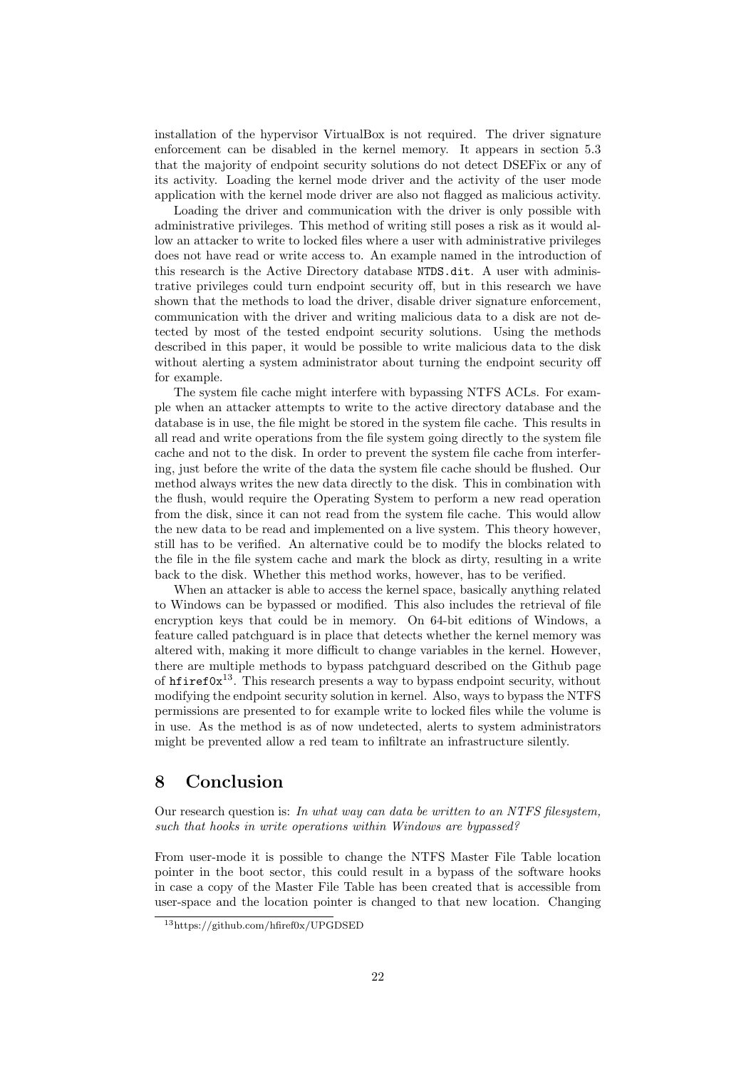installation of the hypervisor VirtualBox is not required. The driver signature enforcement can be disabled in the kernel memory. It appears in section 5.3 that the majority of endpoint security solutions do not detect DSEFix or any of its activity. Loading the kernel mode driver and the activity of the user mode application with the kernel mode driver are also not flagged as malicious activity.

Loading the driver and communication with the driver is only possible with administrative privileges. This method of writing still poses a risk as it would allow an attacker to write to locked files where a user with administrative privileges does not have read or write access to. An example named in the introduction of this research is the Active Directory database `NTDS.dit`. A user with administrative privileges could turn endpoint security off, but in this research we have shown that the methods to load the driver, disable driver signature enforcement, communication with the driver and writing malicious data to a disk are not detected by most of the tested endpoint security solutions. Using the methods described in this paper, it would be possible to write malicious data to the disk without alerting a system administrator about turning the endpoint security off for example.

The system file cache might interfere with bypassing NTFS ACLs. For example when an attacker attempts to write to the active directory database and the database is in use, the file might be stored in the system file cache. This results in all read and write operations from the file system going directly to the system file cache and not to the disk. In order to prevent the system file cache from interfering, just before the write of the data the system file cache should be flushed. Our method always writes the new data directly to the disk. This in combination with the flush, would require the Operating System to perform a new read operation from the disk, since it can not read from the system file cache. This would allow the new data to be read and implemented on a live system. This theory however, still has to be verified. An alternative could be to modify the blocks related to the file in the file system cache and mark the block as dirty, resulting in a write back to the disk. Whether this method works, however, has to be verified.

When an attacker is able to access the kernel space, basically anything related to Windows can be bypassed or modified. This also includes the retrieval of file encryption keys that could be in memory. On 64-bit editions of Windows, a feature called patchguard is in place that detects whether the kernel memory was altered with, making it more difficult to change variables in the kernel. However, there are multiple methods to bypass patchguard described on the Github page of `hfiref0x`[13]. This research presents a way to bypass endpoint security, without modifying the endpoint security solution in kernel. Also, ways to bypass the NTFS permissions are presented to for example write to locked files while the volume is in use. As the method is as of now undetected, alerts to system administrators might be prevented allow a red team to infiltrate an infrastructure silently.

# 8 Conclusion

Our research question is: *In what way can data be written to an NTFS filesystem, such that hooks in write operations within Windows are bypassed?*

From user-mode it is possible to change the NTFS Master File Table location pointer in the boot sector, this could result in a bypass of the software hooks in case a copy of the Master File Table has been created that is accessible from user-space and the location pointer is changed to that new location. Changing

[13] https://github.com/hfiref0x/UPGDSED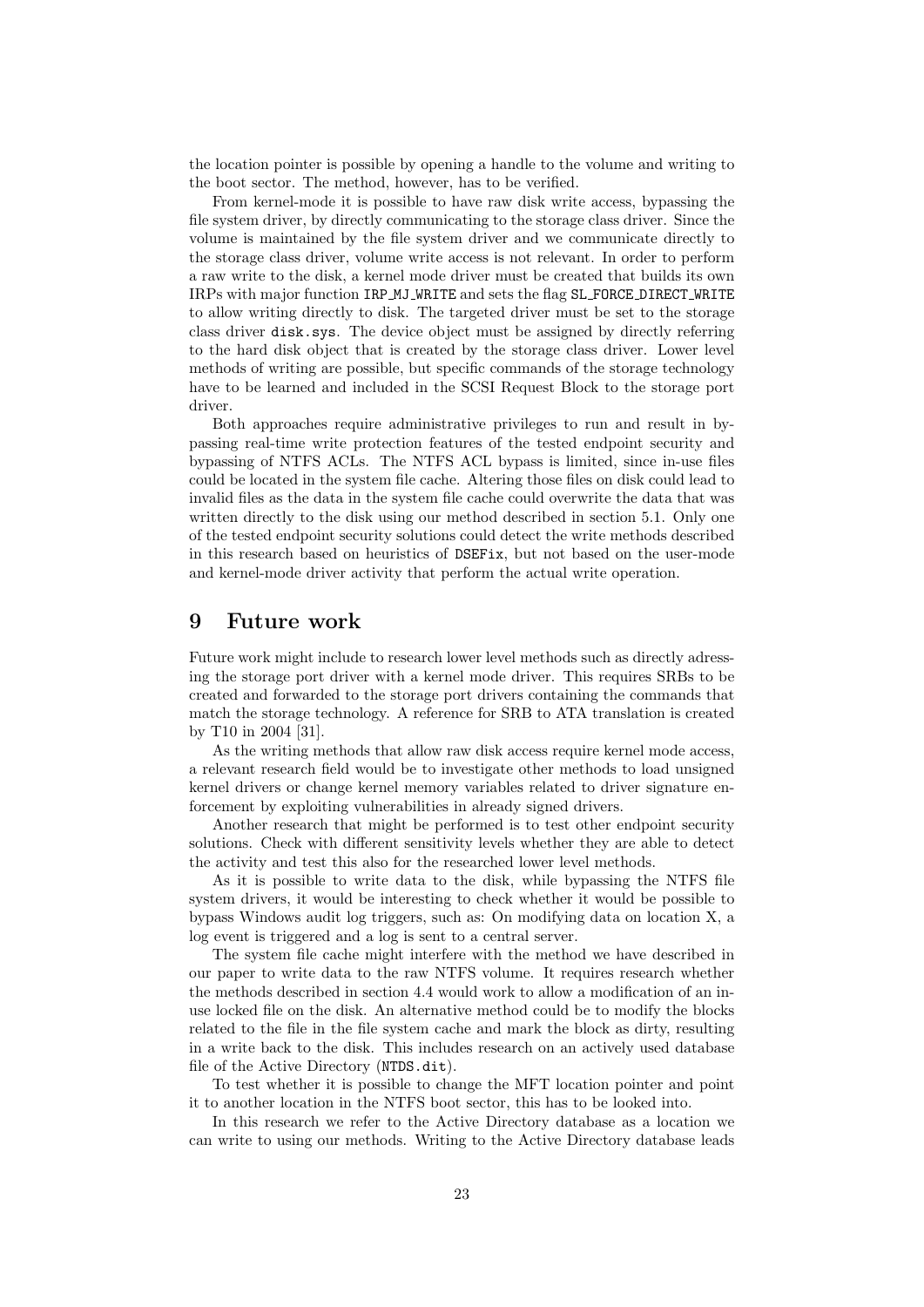the location pointer is possible by opening a handle to the volume and writing to the boot sector. The method, however, has to be verified.

From kernel-mode it is possible to have raw disk write access, bypassing the file system driver, by directly communicating to the storage class driver. Since the volume is maintained by the file system driver and we communicate directly to the storage class driver, volume write access is not relevant. In order to perform a raw write to the disk, a kernel mode driver must be created that builds its own IRPs with major function `IRP_MJ_WRITE` and sets the flag `SL_FORCE_DIRECT_WRITE` to allow writing directly to disk. The targeted driver must be set to the storage class driver `disk.sys`. The device object must be assigned by directly referring to the hard disk object that is created by the storage class driver. Lower level methods of writing are possible, but specific commands of the storage technology have to be learned and included in the SCSI Request Block to the storage port driver.

Both approaches require administrative privileges to run and result in bypassing real-time write protection features of the tested endpoint security and bypassing of NTFS ACLs. The NTFS ACL bypass is limited, since in-use files could be located in the system file cache. Altering those files on disk could lead to invalid files as the data in the system file cache could overwrite the data that was written directly to the disk using our method described in section 5.1. Only one of the tested endpoint security solutions could detect the write methods described in this research based on heuristics of `DSEFix`, but not based on the user-mode and kernel-mode driver activity that perform the actual write operation.

# 9 Future work

Future work might include to research lower level methods such as directly adressing the storage port driver with a kernel mode driver. This requires SRBs to be created and forwarded to the storage port drivers containing the commands that match the storage technology. A reference for SRB to ATA translation is created by T10 in 2004 [31].

As the writing methods that allow raw disk access require kernel mode access, a relevant research field would be to investigate other methods to load unsigned kernel drivers or change kernel memory variables related to driver signature enforcement by exploiting vulnerabilities in already signed drivers.

Another research that might be performed is to test other endpoint security solutions. Check with different sensitivity levels whether they are able to detect the activity and test this also for the researched lower level methods.

As it is possible to write data to the disk, while bypassing the NTFS file system drivers, it would be interesting to check whether it would be possible to bypass Windows audit log triggers, such as: On modifying data on location X, a log event is triggered and a log is sent to a central server.

The system file cache might interfere with the method we have described in our paper to write data to the raw NTFS volume. It requires research whether the methods described in section 4.4 would work to allow a modification of an in-use locked file on the disk. An alternative method could be to modify the blocks related to the file in the file system cache and mark the block as dirty, resulting in a write back to the disk. This includes research on an actively used database file of the Active Directory (`NTDS.dit`).

To test whether it is possible to change the MFT location pointer and point it to another location in the NTFS boot sector, this has to be looked into.

In this research we refer to the Active Directory database as a location we can write to using our methods. Writing to the Active Directory database leads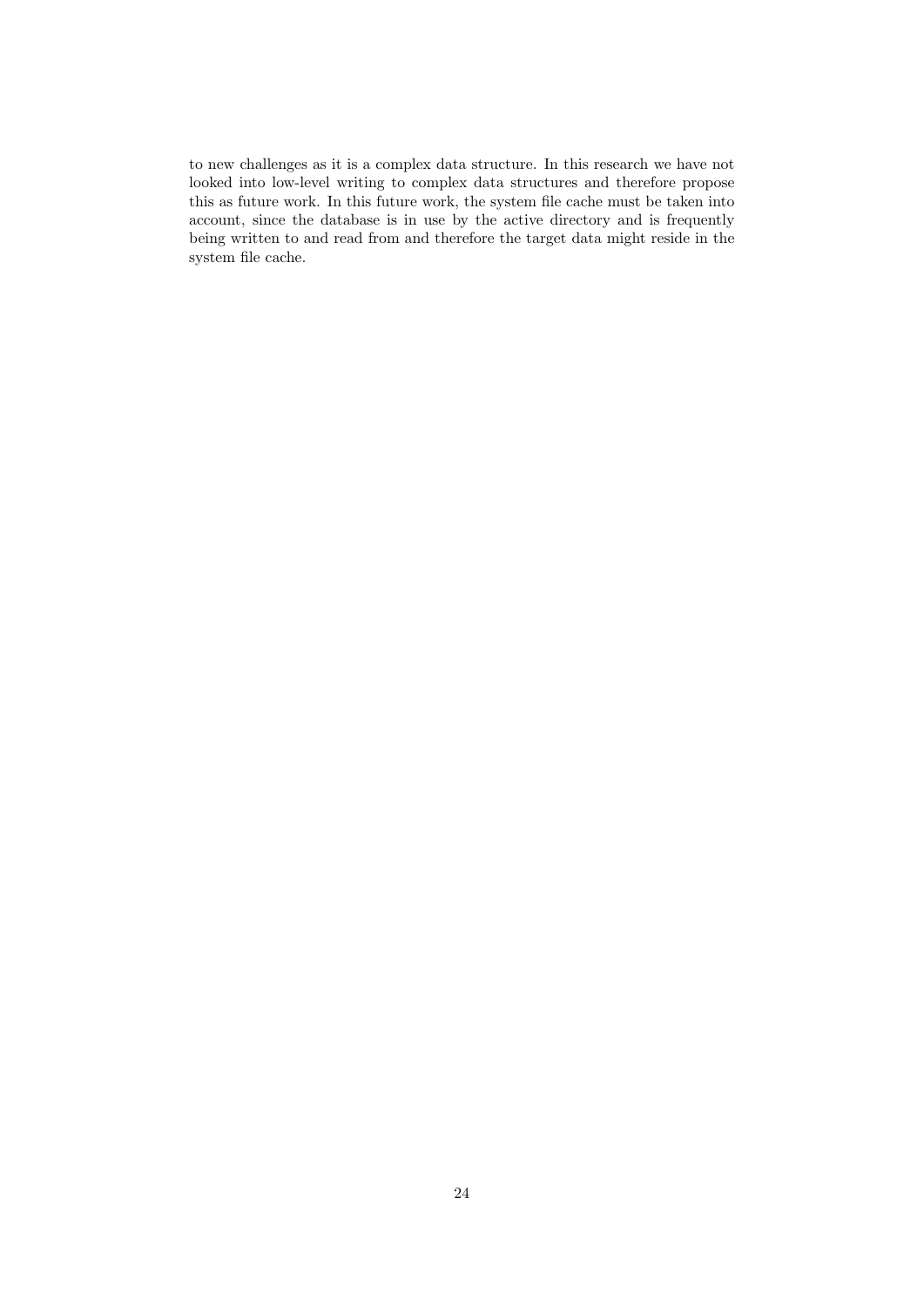to new challenges as it is a complex data structure. In this research we have not looked into low-level writing to complex data structures and therefore propose this as future work. In this future work, the system file cache must be taken into account, since the database is in use by the active directory and is frequently being written to and read from and therefore the target data might reside in the system file cache.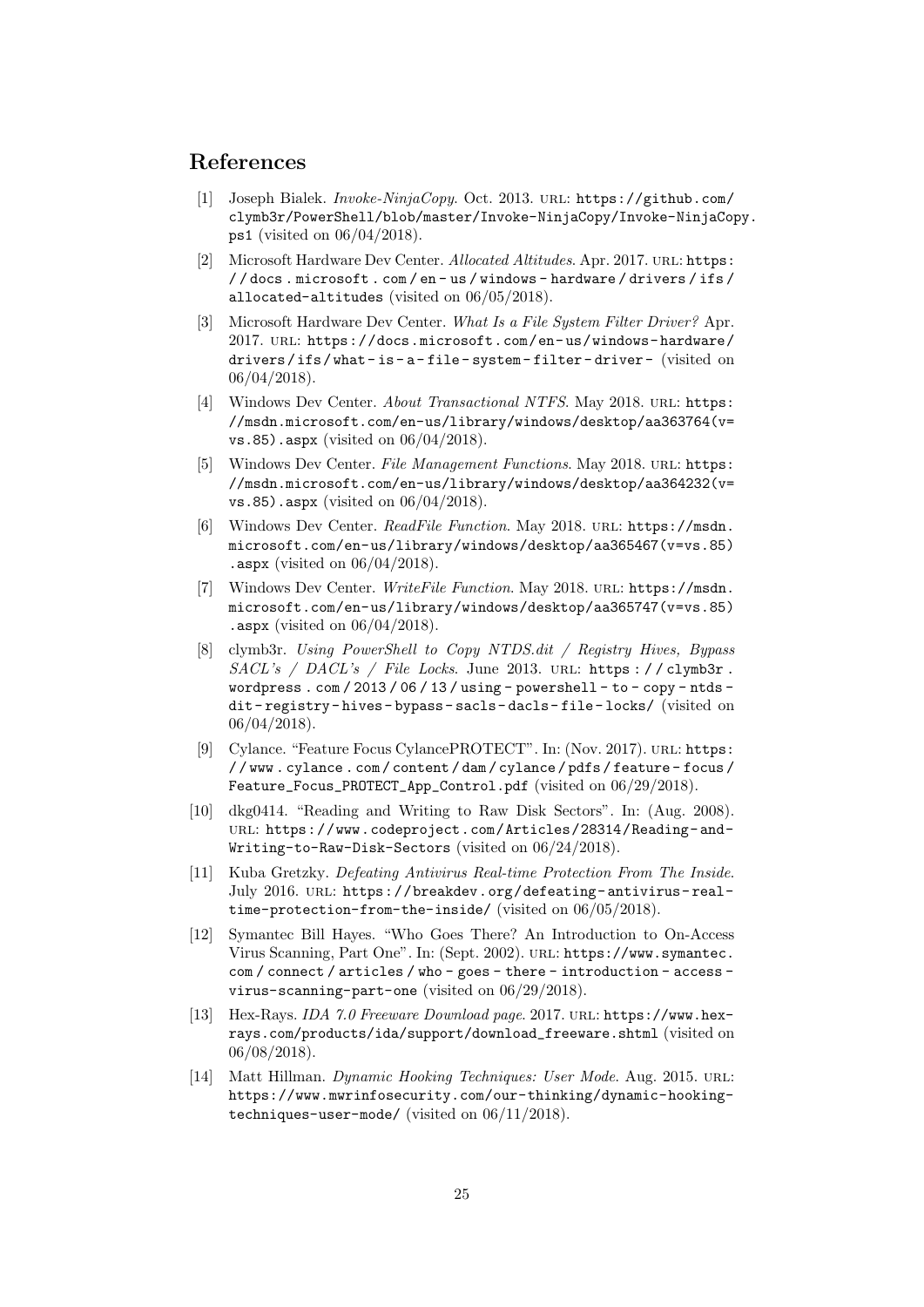# References

[1] Joseph Bialek. *Invoke-NinjaCopy*. Oct. 2013. URL: https://github.com/clymb3r/PowerShell/blob/master/Invoke-NinjaCopy/Invoke-NinjaCopy.ps1 (visited on 06/04/2018).

[2] Microsoft Hardware Dev Center. *Allocated Altitudes*. Apr. 2017. URL: https://docs.microsoft.com/en-us/windows-hardware/drivers/ifs/allocated-altitudes (visited on 06/05/2018).

[3] Microsoft Hardware Dev Center. *What Is a File System Filter Driver?* Apr. 2017. URL: https://docs.microsoft.com/en-us/windows-hardware/drivers/ifs/what-is-a-file-system-filter-driver- (visited on 06/04/2018).

[4] Windows Dev Center. *About Transactional NTFS*. May 2018. URL: https://msdn.microsoft.com/en-us/library/windows/desktop/aa363764(v=vs.85).aspx (visited on 06/04/2018).

[5] Windows Dev Center. *File Management Functions*. May 2018. URL: https://msdn.microsoft.com/en-us/library/windows/desktop/aa364232(v=vs.85).aspx (visited on 06/04/2018).

[6] Windows Dev Center. *ReadFile Function*. May 2018. URL: https://msdn.microsoft.com/en-us/library/windows/desktop/aa365467(v=vs.85).aspx (visited on 06/04/2018).

[7] Windows Dev Center. *WriteFile Function*. May 2018. URL: https://msdn.microsoft.com/en-us/library/windows/desktop/aa365747(v=vs.85).aspx (visited on 06/04/2018).

[8] clymb3r. *Using PowerShell to Copy NTDS.dit / Registry Hives, Bypass SACL's / DACL's / File Locks*. June 2013. URL: https://clymb3r.wordpress.com/2013/06/13/using-powershell-to-copy-ntds-dit-registry-hives-bypass-sacls-dacls-file-locks/ (visited on 06/04/2018).

[9] Cylance. "Feature Focus CylancePROTECT". In: (Nov. 2017). URL: https://www.cylance.com/content/dam/cylance/pdfs/feature-focus/Feature_Focus_PROTECT_App_Control.pdf (visited on 06/29/2018).

[10] dkg0414. "Reading and Writing to Raw Disk Sectors". In: (Aug. 2008). URL: https://www.codeproject.com/Articles/28314/Reading-and-Writing-to-Raw-Disk-Sectors (visited on 06/24/2018).

[11] Kuba Gretzky. *Defeating Antivirus Real-time Protection From The Inside*. July 2016. URL: https://breakdev.org/defeating-antivirus-real-time-protection-from-the-inside/ (visited on 06/05/2018).

[12] Symantec Bill Hayes. "Who Goes There? An Introduction to On-Access Virus Scanning, Part One". In: (Sept. 2002). URL: https://www.symantec.com/connect/articles/who-goes-there-introduction-access-virus-scanning-part-one (visited on 06/29/2018).

[13] Hex-Rays. *IDA 7.0 Freeware Download page*. 2017. URL: https://www.hex-rays.com/products/ida/support/download_freeware.shtml (visited on 06/08/2018).

[14] Matt Hillman. *Dynamic Hooking Techniques: User Mode*. Aug. 2015. URL: https://www.mwrinfosecurity.com/our-thinking/dynamic-hooking-techniques-user-mode/ (visited on 06/11/2018).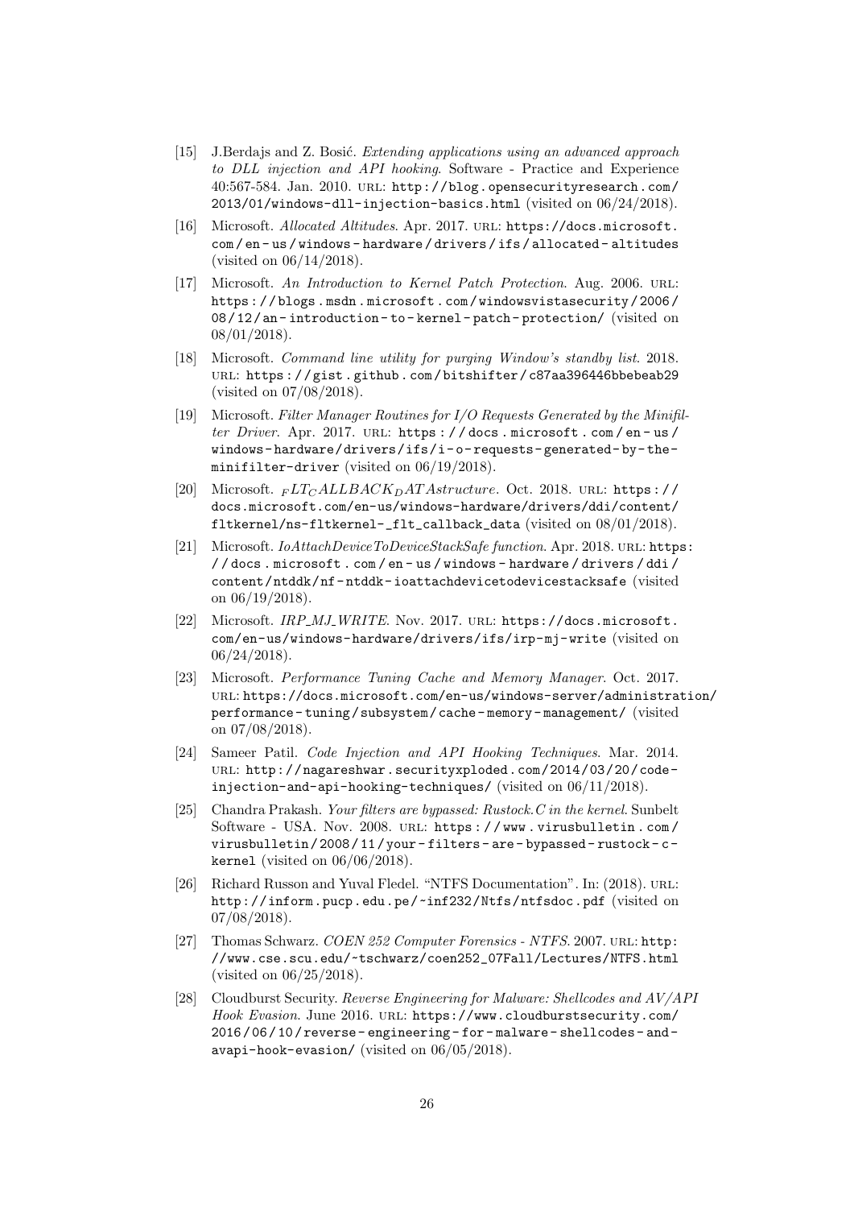[15] J.Berdajs and Z. Bosić. *Extending applications using an advanced approach to DLL injection and API hooking*. Software - Practice and Experience 40:567-584. Jan. 2010. URL: http://blog.opensecurityresearch.com/2013/01/windows-dll-injection-basics.html (visited on 06/24/2018).

[16] Microsoft. *Allocated Altitudes*. Apr. 2017. URL: https://docs.microsoft.com/en-us/windows-hardware/drivers/ifs/allocated-altitudes (visited on 06/14/2018).

[17] Microsoft. *An Introduction to Kernel Patch Protection*. Aug. 2006. URL: https://blogs.msdn.microsoft.com/windowsvistasecurity/2006/08/12/an-introduction-to-kernel-patch-protection/ (visited on 08/01/2018).

[18] Microsoft. *Command line utility for purging Window's standby list*. 2018. URL: https://gist.github.com/bitshifter/c87aa396446bbebeab29 (visited on 07/08/2018).

[19] Microsoft. *Filter Manager Routines for I/O Requests Generated by the Minifilter Driver*. Apr. 2017. URL: https://docs.microsoft.com/en-us/windows-hardware/drivers/ifs/i-o-requests-generated-by-the-minifilter-driver (visited on 06/19/2018).

[20] Microsoft. $_FLT_CALLBACK_DATA structure$. Oct. 2018. URL: https://docs.microsoft.com/en-us/windows-hardware/drivers/ddi/content/fltkernel/ns-fltkernel-_flt_callback_data (visited on 08/01/2018).

[21] Microsoft. *IoAttachDeviceToDeviceStackSafe function*. Apr. 2018. URL: https://docs.microsoft.com/en-us/windows-hardware/drivers/ddi/content/ntddk/nf-ntddk-ioattachdevicetodevicestacksafe (visited on 06/19/2018).

[22] Microsoft. *IRP_MJ_WRITE*. Nov. 2017. URL: https://docs.microsoft.com/en-us/windows-hardware/drivers/ifs/irp-mj-write (visited on 06/24/2018).

[23] Microsoft. *Performance Tuning Cache and Memory Manager*. Oct. 2017. URL: https://docs.microsoft.com/en-us/windows-server/administration/performance-tuning/subsystem/cache-memory-management/ (visited on 07/08/2018).

[24] Sameer Patil. *Code Injection and API Hooking Techniques*. Mar. 2014. URL: http://nagareshwar.securityxploded.com/2014/03/20/code-injection-and-api-hooking-techniques/ (visited on 06/11/2018).

[25] Chandra Prakash. *Your filters are bypassed: Rustock.C in the kernel*. Sunbelt Software - USA. Nov. 2008. URL: https://www.virusbulletin.com/virusbulletin/2008/11/your-filters-are-bypassed-rustock-c-kernel (visited on 06/06/2018).

[26] Richard Russon and Yuval Fledel. "NTFS Documentation". In: (2018). URL: http://inform.pucp.edu.pe/~inf232/Ntfs/ntfsdoc.pdf (visited on 07/08/2018).

[27] Thomas Schwarz. *COEN 252 Computer Forensics - NTFS*. 2007. URL: http://www.cse.scu.edu/~tschwarz/coen252_07Fall/Lectures/NTFS.html (visited on 06/25/2018).

[28] Cloudburst Security. *Reverse Engineering for Malware: Shellcodes and AV/API Hook Evasion*. June 2016. URL: https://www.cloudburstsecurity.com/2016/06/10/reverse-engineering-for-malware-shellcodes-and-avapi-hook-evasion/ (visited on 06/05/2018).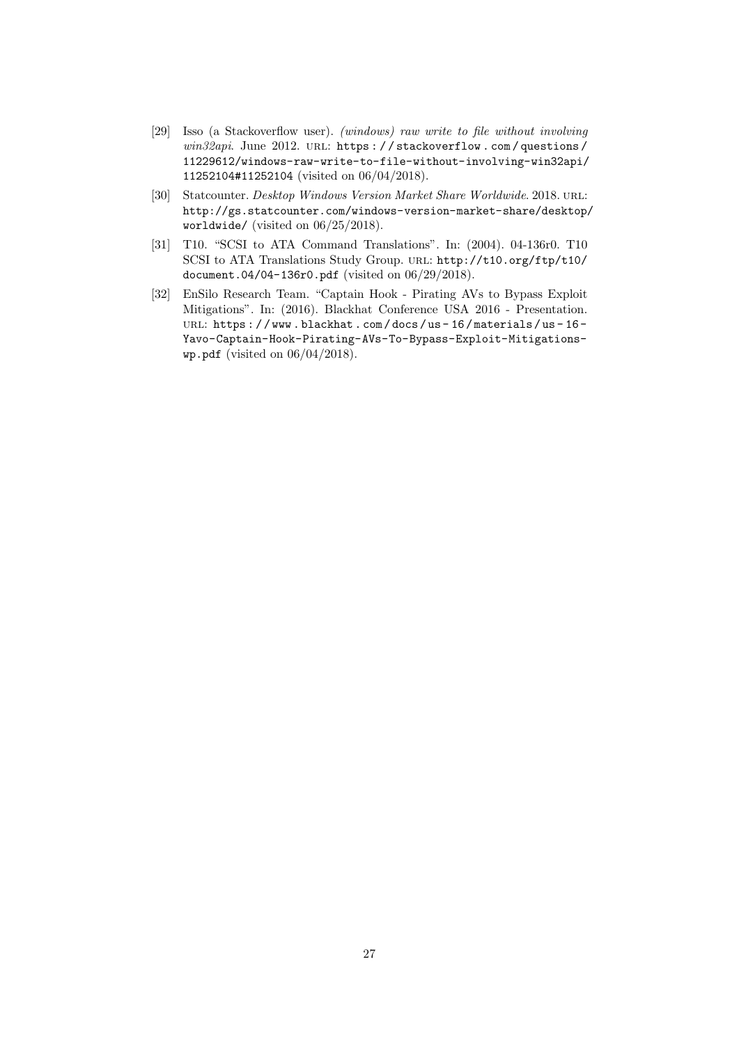[29] Isso (a Stackoverflow user). *(windows) raw write to file without involving win32api*. June 2012. URL: https://stackoverflow.com/questions/11229612/windows-raw-write-to-file-without-involving-win32api/11252104#11252104 (visited on 06/04/2018).

[30] Statcounter. *Desktop Windows Version Market Share Worldwide*. 2018. URL: http://gs.statcounter.com/windows-version-market-share/desktop/worldwide/ (visited on 06/25/2018).

[31] T10. "SCSI to ATA Command Translations". In: (2004). 04-136r0. T10 SCSI to ATA Translations Study Group. URL: http://t10.org/ftp/t10/document.04/04-136r0.pdf (visited on 06/29/2018).

[32] EnSilo Research Team. "Captain Hook - Pirating AVs to Bypass Exploit Mitigations". In: (2016). Blackhat Conference USA 2016 - Presentation. URL: https://www.blackhat.com/docs/us-16/materials/us-16-Yavo-Captain-Hook-Pirating-AVs-To-Bypass-Exploit-Mitigations-wp.pdf (visited on 06/04/2018).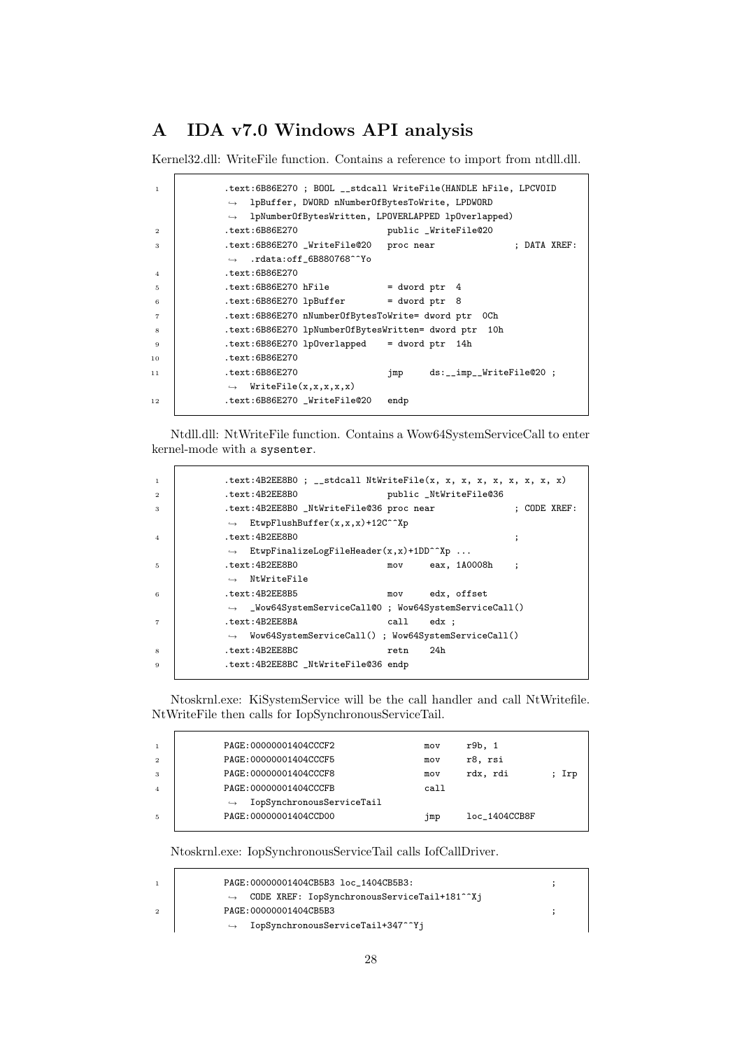## A IDA v7.0 Windows API analysis

Kernel32.dll: WriteFile function. Contains a reference to import from ntdll.dll.

```
.text:6B86E270 ; BOOL __stdcall WriteFile(HANDLE hFile, LPCVOID
   lpBuffer, DWORD nNumberOfBytesToWrite, LPDWORD
   lpNumberOfBytesWritten, LPOVERLAPPED lpOverlapped)
.text:6B86E270                 public _WriteFile@20
.text:6B86E270 _WriteFile@20   proc near               ; DATA XREF:
   .rdata:off_6B880768^^Yo
.text:6B86E270
.text:6B86E270 hFile           = dword ptr  4
.text:6B86E270 lpBuffer        = dword ptr  8
.text:6B86E270 nNumberOfBytesToWrite= dword ptr  0Ch
.text:6B86E270 lpNumberOfBytesWritten= dword ptr  10h
.text:6B86E270 lpOverlapped    = dword ptr  14h
.text:6B86E270
.text:6B86E270                 jmp     ds:__imp__WriteFile@20 ;
   WriteFile(x,x,x,x,x)
.text:6B86E270 _WriteFile@20   endp
```

Ntdll.dll: NtWriteFile function. Contains a Wow64SystemServiceCall to enter kernel-mode with a `sysenter`.

```
.text:4B2EE8B0 ; __stdcall NtWriteFile(x, x, x, x, x, x, x, x, x)
.text:4B2EE8B0                 public _NtWriteFile@36
.text:4B2EE8B0 _NtWriteFile@36 proc near               ; CODE XREF:
   EtwpFlushBuffer(x,x,x)+12C^^Xp
.text:4B2EE8B0                                         ;
   EtwpFinalizeLogFileHeader(x,x)+1DD^^Xp ...
.text:4B2EE8B0                 mov     eax, 1A0008h    ;
   NtWriteFile
.text:4B2EE8B5                 mov     edx, offset
   _Wow64SystemServiceCall@0 ; Wow64SystemServiceCall()
.text:4B2EE8BA                 call    edx ;
   Wow64SystemServiceCall() ; Wow64SystemServiceCall()
.text:4B2EE8BC                 retn    24h
.text:4B2EE8BC _NtWriteFile@36 endp
```

Ntoskrnl.exe: KiSystemService will be the call handler and call NtWritefile. NtWriteFile then calls for IopSynchronousServiceTail.

```
PAGE:00000001404CCCF2                 mov     r9b, 1
PAGE:00000001404CCCF5                 mov     r8, rsi
PAGE:00000001404CCCF8                 mov     rdx, rdi        ; Irp
PAGE:00000001404CCCFB                 call
   IopSynchronousServiceTail
PAGE:00000001404CCD00                 jmp     loc_1404CCB8F
```

Ntoskrnl.exe: IopSynchronousServiceTail calls IofCallDriver.

```
PAGE:00000001404CB5B3 loc_1404CB5B3:                          ;
   CODE XREF: IopSynchronousServiceTail+181^^Xj
PAGE:00000001404CB5B3                                         ;
   IopSynchronousServiceTail+347^^Yj
```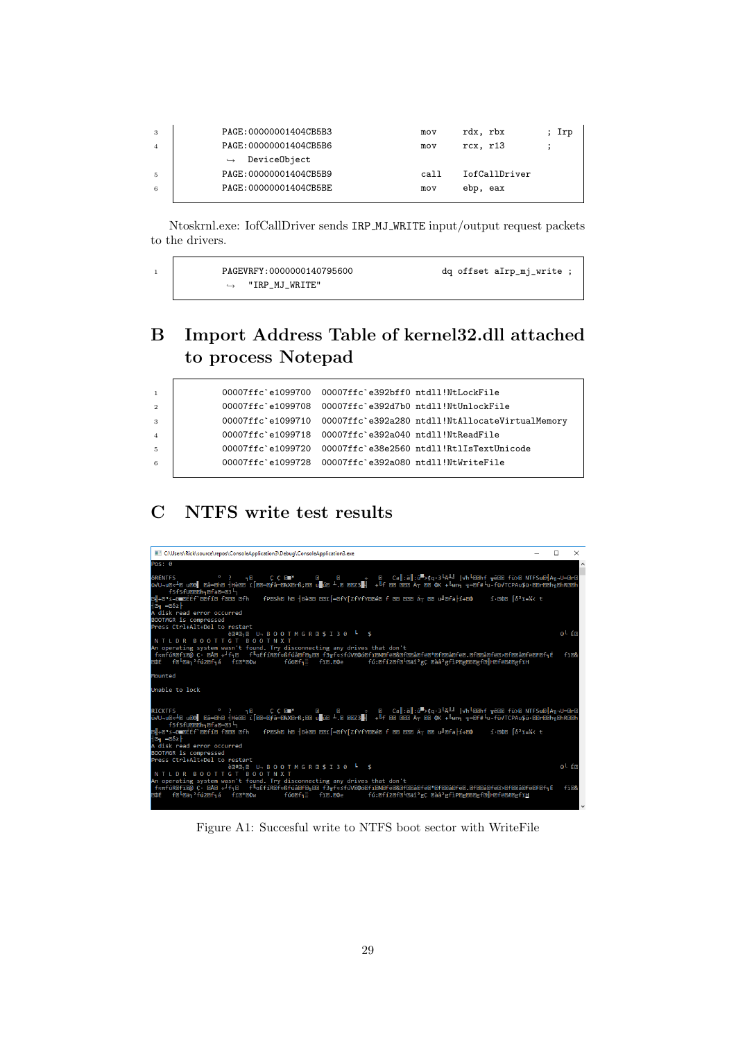```
3    PAGE:00000001404CB5B3                mov     rdx, rbx        ; Irp
4    PAGE:00000001404CB5B6                mov     rcx, r13        ;
     ↪   DeviceObject
5    PAGE:00000001404CB5B9                call    IofCallDriver
6    PAGE:00000001404CB5BE                mov     ebp, eax
```

Ntoskrnl.exe: IofCallDriver sends IRP_MJ_WRITE input/output request packets to the drivers.

```
1    PAGEVRFY:0000000140795600            dq offset aIrp_mj_write ;
     ↪   "IRP_MJ_WRITE"
```

## B Import Address Table of kernel32.dll attached to process Notepad

```
1    00007ffc`e1099700  00007ffc`e392bff0 ntdll!NtLockFile
2    00007ffc`e1099708  00007ffc`e392d7b0 ntdll!NtUnlockFile
3    00007ffc`e1099710  00007ffc`e392a280 ntdll!NtAllocateVirtualMemory
4    00007ffc`e1099718  00007ffc`e392a040 ntdll!NtReadFile
5    00007ffc`e1099720  00007ffc`e38e2560 ntdll!RtlIsTextUnicode
6    00007ffc`e1099728  00007ffc`e392a080 ntdll!NtWriteFile
```

## C NTFS write test results

Figure A1: Succesful write to NTFS boot sector with WriteFile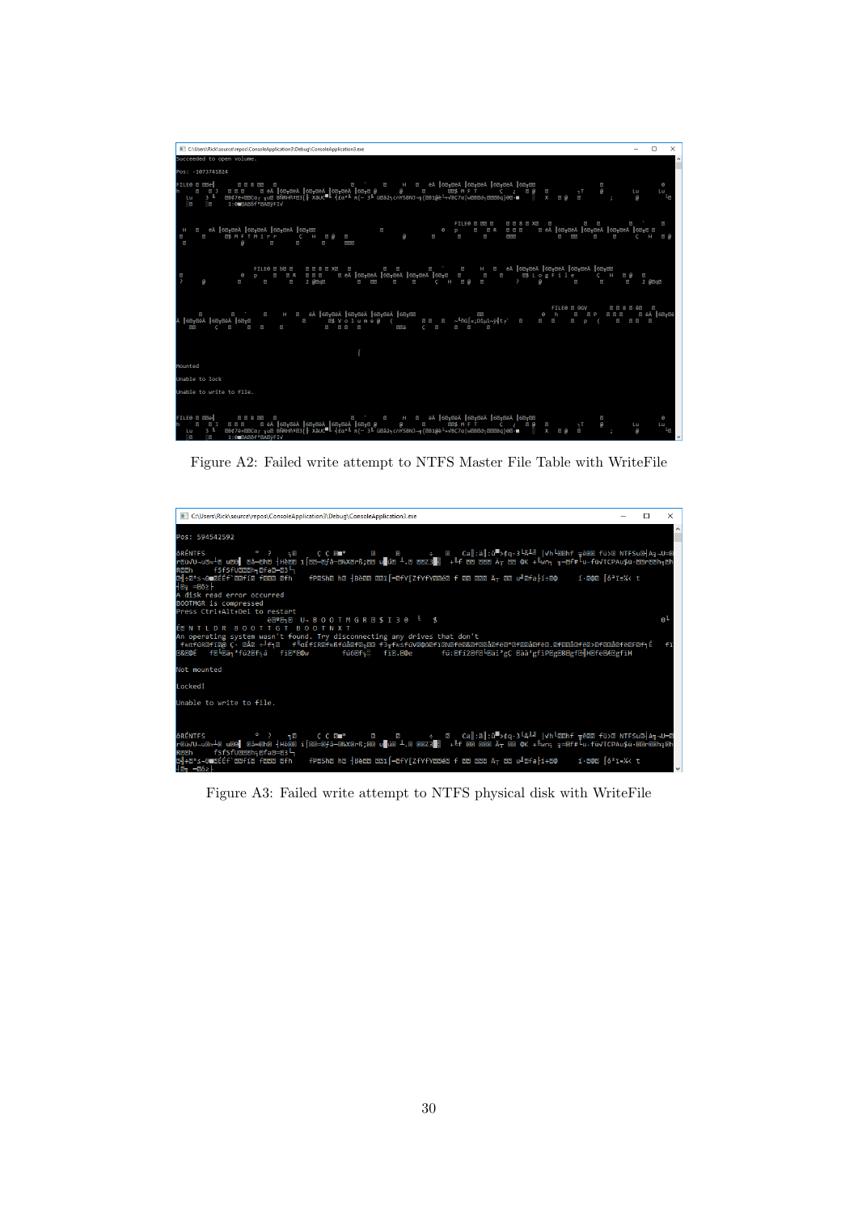Figure A2: Failed write attempt to NTFS Master File Table with WriteFile

Figure A3: Failed write attempt to NTFS physical disk with WriteFile